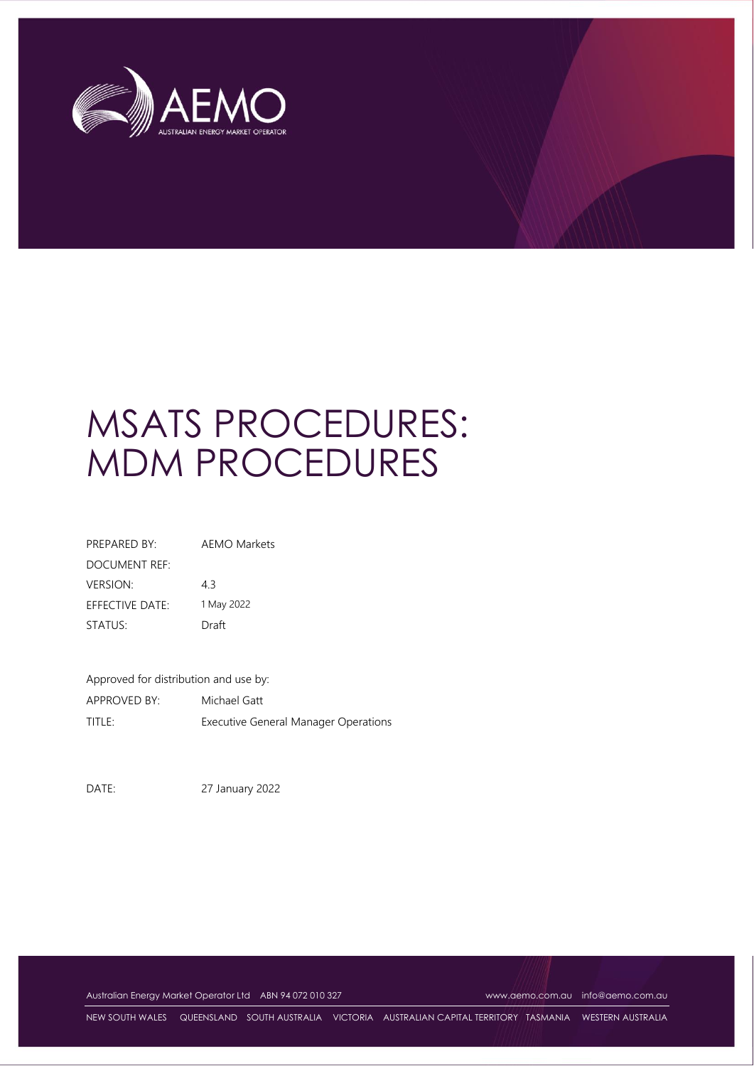AEMO

AUSTRALIAN ENERGY MARKET OPERATOR

# MSATS PROCEDURES: MDM PROCEDURES

| | |
|---|---|
| PREPARED BY: | AEMO Markets |
| DOCUMENT REF: | |
| VERSION: | 4.3 |
| EFFECTIVE DATE: | 1 May 2022 |
| STATUS: | Draft |

Approved for distribution and use by:

| | |
|---|---|
| APPROVED BY: | Michael Gatt |
| TITLE: | Executive General Manager Operations |

| | |
|---|---|
| DATE: | 27 January 2022 |

Australian Energy Market Operator Ltd ABN 94 072 010 327 www.aemo.com.au info@aemo.com.au

NEW SOUTH WALES QUEENSLAND SOUTH AUSTRALIA VICTORIA AUSTRALIAN CAPITAL TERRITORY TASMANIA WESTERN AUSTRALIA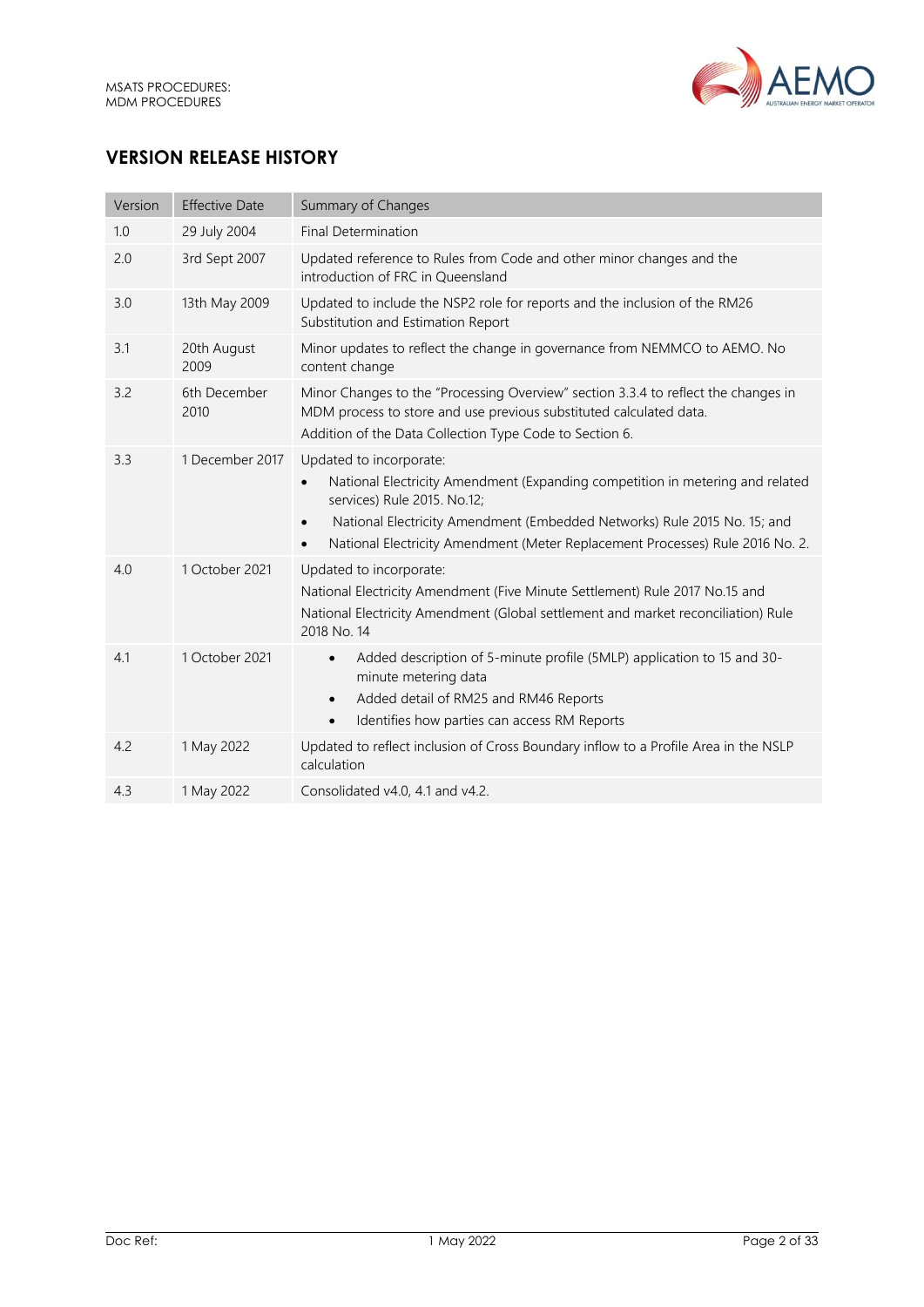## VERSION RELEASE HISTORY

| Version | Effective Date | Summary of Changes |
|---|---|---|
| 1.0 | 29 July 2004 | Final Determination |
| 2.0 | 3rd Sept 2007 | Updated reference to Rules from Code and other minor changes and the introduction of FRC in Queensland |
| 3.0 | 13th May 2009 | Updated to include the NSP2 role for reports and the inclusion of the RM26 Substitution and Estimation Report |
| 3.1 | 20th August 2009 | Minor updates to reflect the change in governance from NEMMCO to AEMO. No content change |
| 3.2 | 6th December 2010 | Minor Changes to the "Processing Overview" section 3.3.4 to reflect the changes in MDM process to store and use previous substituted calculated data.<br>Addition of the Data Collection Type Code to Section 6. |
| 3.3 | 1 December 2017 | Updated to incorporate:<br>• National Electricity Amendment (Expanding competition in metering and related services) Rule 2015. No.12;<br>• National Electricity Amendment (Embedded Networks) Rule 2015 No. 15; and<br>• National Electricity Amendment (Meter Replacement Processes) Rule 2016 No. 2. |
| 4.0 | 1 October 2021 | Updated to incorporate:<br>National Electricity Amendment (Five Minute Settlement) Rule 2017 No.15 and<br>National Electricity Amendment (Global settlement and market reconciliation) Rule 2018 No. 14 |
| 4.1 | 1 October 2021 | • Added description of 5-minute profile (5MLP) application to 15 and 30-minute metering data<br>• Added detail of RM25 and RM46 Reports<br>• Identifies how parties can access RM Reports |
| 4.2 | 1 May 2022 | Updated to reflect inclusion of Cross Boundary inflow to a Profile Area in the NSLP calculation |
| 4.3 | 1 May 2022 | Consolidated v4.0, 4.1 and v4.2. |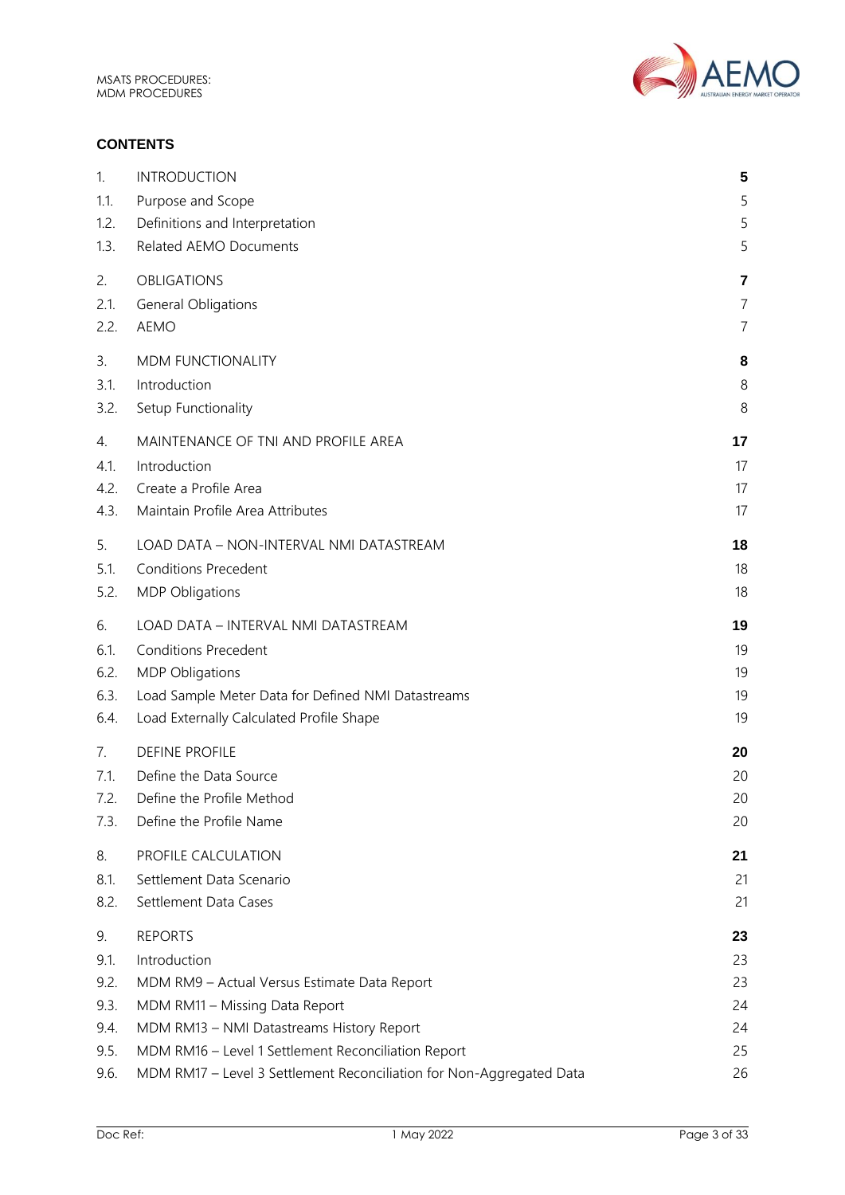## CONTENTS

| | | |
|---|---|---|
| 1. | INTRODUCTION | **5** |
| 1.1. | Purpose and Scope | 5 |
| 1.2. | Definitions and Interpretation | 5 |
| 1.3. | Related AEMO Documents | 5 |
| 2. | OBLIGATIONS | **7** |
| 2.1. | General Obligations | 7 |
| 2.2. | AEMO | 7 |
| 3. | MDM FUNCTIONALITY | **8** |
| 3.1. | Introduction | 8 |
| 3.2. | Setup Functionality | 8 |
| 4. | MAINTENANCE OF TNI AND PROFILE AREA | **17** |
| 4.1. | Introduction | 17 |
| 4.2. | Create a Profile Area | 17 |
| 4.3. | Maintain Profile Area Attributes | 17 |
| 5. | LOAD DATA – NON-INTERVAL NMI DATASTREAM | **18** |
| 5.1. | Conditions Precedent | 18 |
| 5.2. | MDP Obligations | 18 |
| 6. | LOAD DATA – INTERVAL NMI DATASTREAM | **19** |
| 6.1. | Conditions Precedent | 19 |
| 6.2. | MDP Obligations | 19 |
| 6.3. | Load Sample Meter Data for Defined NMI Datastreams | 19 |
| 6.4. | Load Externally Calculated Profile Shape | 19 |
| 7. | DEFINE PROFILE | **20** |
| 7.1. | Define the Data Source | 20 |
| 7.2. | Define the Profile Method | 20 |
| 7.3. | Define the Profile Name | 20 |
| 8. | PROFILE CALCULATION | **21** |
| 8.1. | Settlement Data Scenario | 21 |
| 8.2. | Settlement Data Cases | 21 |
| 9. | REPORTS | **23** |
| 9.1. | Introduction | 23 |
| 9.2. | MDM RM9 – Actual Versus Estimate Data Report | 23 |
| 9.3. | MDM RM11 – Missing Data Report | 24 |
| 9.4. | MDM RM13 – NMI Datastreams History Report | 24 |
| 9.5. | MDM RM16 – Level 1 Settlement Reconciliation Report | 25 |
| 9.6. | MDM RM17 – Level 3 Settlement Reconciliation for Non-Aggregated Data | 26 |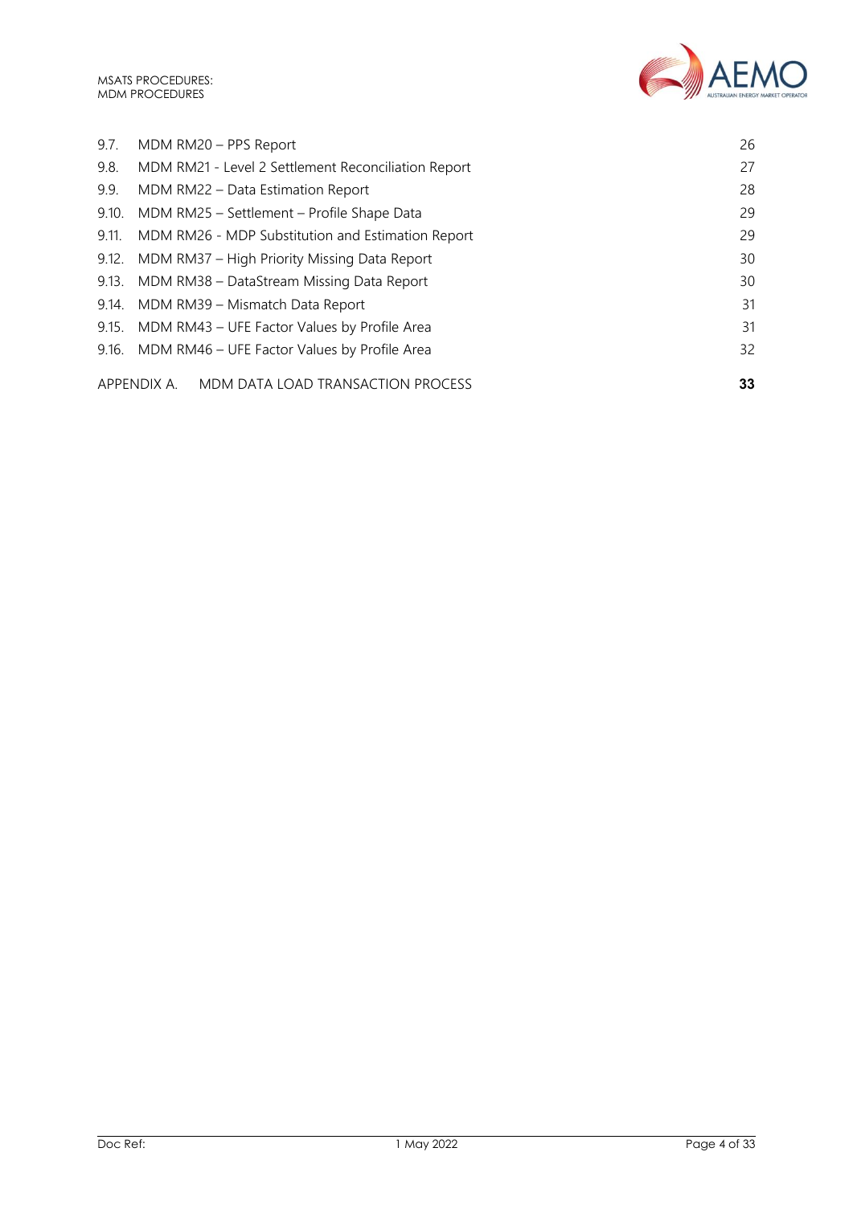| | | |
|---|---|---|
| 9.7. | MDM RM20 – PPS Report | 26 |
| 9.8. | MDM RM21 - Level 2 Settlement Reconciliation Report | 27 |
| 9.9. | MDM RM22 – Data Estimation Report | 28 |
| 9.10. | MDM RM25 – Settlement – Profile Shape Data | 29 |
| 9.11. | MDM RM26 - MDP Substitution and Estimation Report | 29 |
| 9.12. | MDM RM37 – High Priority Missing Data Report | 30 |
| 9.13. | MDM RM38 – DataStream Missing Data Report | 30 |
| 9.14. | MDM RM39 – Mismatch Data Report | 31 |
| 9.15. | MDM RM43 – UFE Factor Values by Profile Area | 31 |
| 9.16. | MDM RM46 – UFE Factor Values by Profile Area | 32 |
| APPENDIX A. | MDM DATA LOAD TRANSACTION PROCESS | **33** |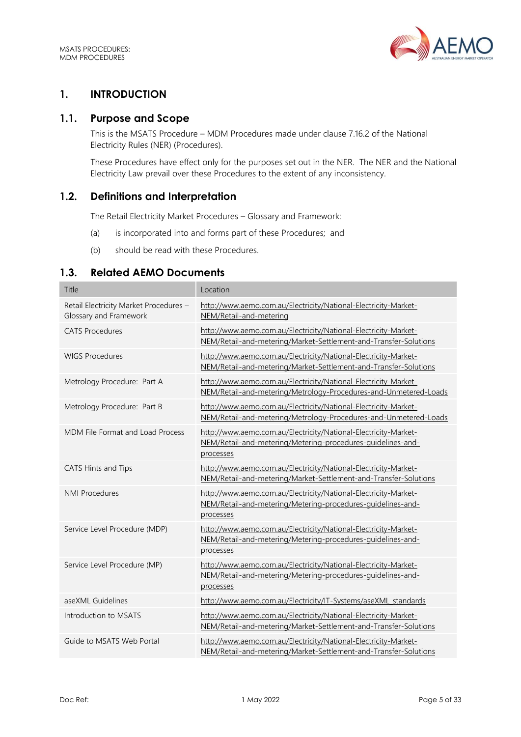# 1. INTRODUCTION

## 1.1. Purpose and Scope

This is the MSATS Procedure – MDM Procedures made under clause 7.16.2 of the National Electricity Rules (NER) (Procedures).

These Procedures have effect only for the purposes set out in the NER. The NER and the National Electricity Law prevail over these Procedures to the extent of any inconsistency.

## 1.2. Definitions and Interpretation

The Retail Electricity Market Procedures – Glossary and Framework:

(a) is incorporated into and forms part of these Procedures; and

(b) should be read with these Procedures.

## 1.3. Related AEMO Documents

| Title | Location |
|---|---|
| Retail Electricity Market Procedures – Glossary and Framework | http://www.aemo.com.au/Electricity/National-Electricity-Market-NEM/Retail-and-metering |
| CATS Procedures | http://www.aemo.com.au/Electricity/National-Electricity-Market-NEM/Retail-and-metering/Market-Settlement-and-Transfer-Solutions |
| WIGS Procedures | http://www.aemo.com.au/Electricity/National-Electricity-Market-NEM/Retail-and-metering/Market-Settlement-and-Transfer-Solutions |
| Metrology Procedure: Part A | http://www.aemo.com.au/Electricity/National-Electricity-Market-NEM/Retail-and-metering/Metrology-Procedures-and-Unmetered-Loads |
| Metrology Procedure: Part B | http://www.aemo.com.au/Electricity/National-Electricity-Market-NEM/Retail-and-metering/Metrology-Procedures-and-Unmetered-Loads |
| MDM File Format and Load Process | http://www.aemo.com.au/Electricity/National-Electricity-Market-NEM/Retail-and-metering/Metering-procedures-guidelines-and-processes |
| CATS Hints and Tips | http://www.aemo.com.au/Electricity/National-Electricity-Market-NEM/Retail-and-metering/Market-Settlement-and-Transfer-Solutions |
| NMI Procedures | http://www.aemo.com.au/Electricity/National-Electricity-Market-NEM/Retail-and-metering/Metering-procedures-guidelines-and-processes |
| Service Level Procedure (MDP) | http://www.aemo.com.au/Electricity/National-Electricity-Market-NEM/Retail-and-metering/Metering-procedures-guidelines-and-processes |
| Service Level Procedure (MP) | http://www.aemo.com.au/Electricity/National-Electricity-Market-NEM/Retail-and-metering/Metering-procedures-guidelines-and-processes |
| aseXML Guidelines | http://www.aemo.com.au/Electricity/IT-Systems/aseXML_standards |
| Introduction to MSATS | http://www.aemo.com.au/Electricity/National-Electricity-Market-NEM/Retail-and-metering/Market-Settlement-and-Transfer-Solutions |
| Guide to MSATS Web Portal | http://www.aemo.com.au/Electricity/National-Electricity-Market-NEM/Retail-and-metering/Market-Settlement-and-Transfer-Solutions |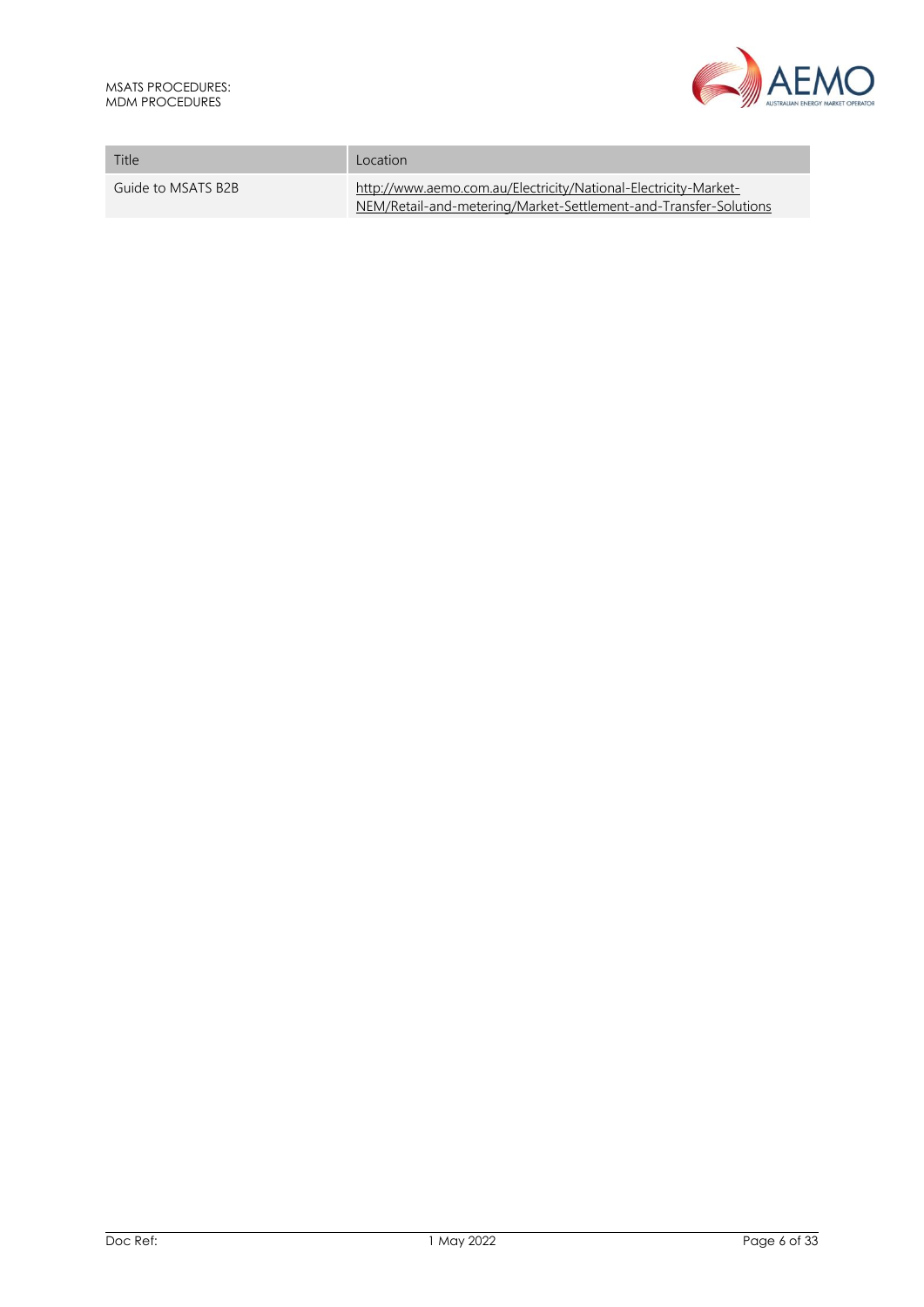| Title | Location |
| --- | --- |
| Guide to MSATS B2B | http://www.aemo.com.au/Electricity/National-Electricity-Market-NEM/Retail-and-metering/Market-Settlement-and-Transfer-Solutions |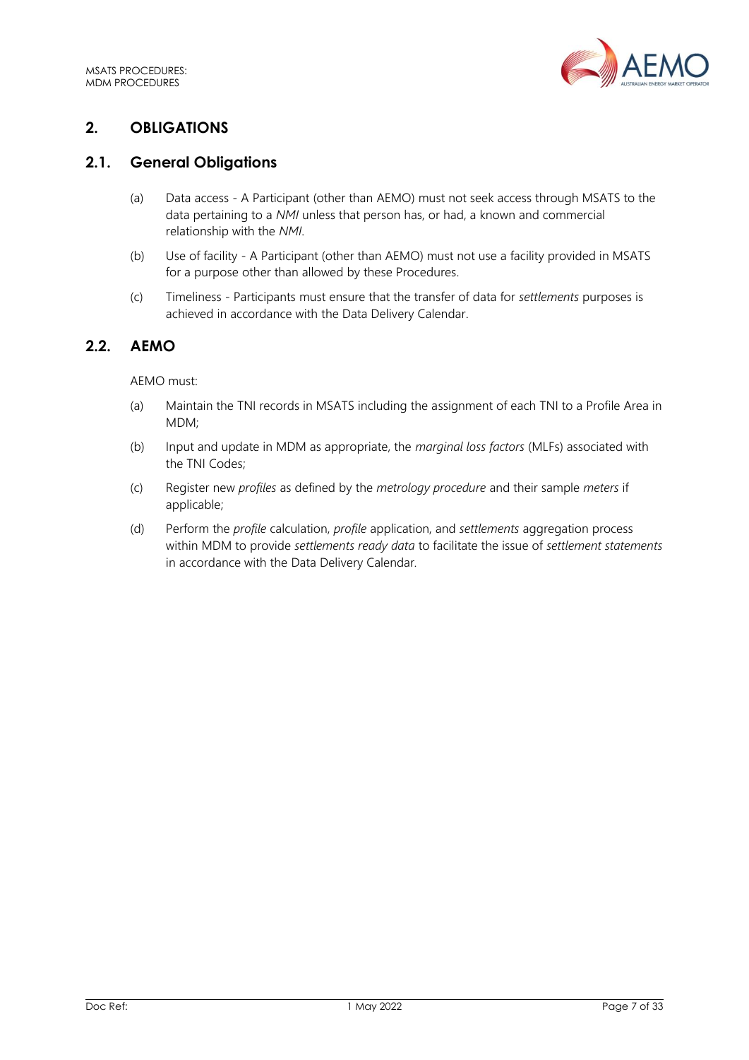## 2. OBLIGATIONS

### 2.1. General Obligations

(a) Data access - A Participant (other than AEMO) must not seek access through MSATS to the data pertaining to a *NMI* unless that person has, or had, a known and commercial relationship with the *NMI*.

(b) Use of facility - A Participant (other than AEMO) must not use a facility provided in MSATS for a purpose other than allowed by these Procedures.

(c) Timeliness - Participants must ensure that the transfer of data for *settlements* purposes is achieved in accordance with the Data Delivery Calendar.

### 2.2. AEMO

AEMO must:

(a) Maintain the TNI records in MSATS including the assignment of each TNI to a Profile Area in MDM;

(b) Input and update in MDM as appropriate, the *marginal loss factors* (MLFs) associated with the TNI Codes;

(c) Register new *profiles* as defined by the *metrology procedure* and their sample *meters* if applicable;

(d) Perform the *profile* calculation, *profile* application, and *settlements* aggregation process within MDM to provide *settlements ready data* to facilitate the issue of *settlement statements* in accordance with the Data Delivery Calendar.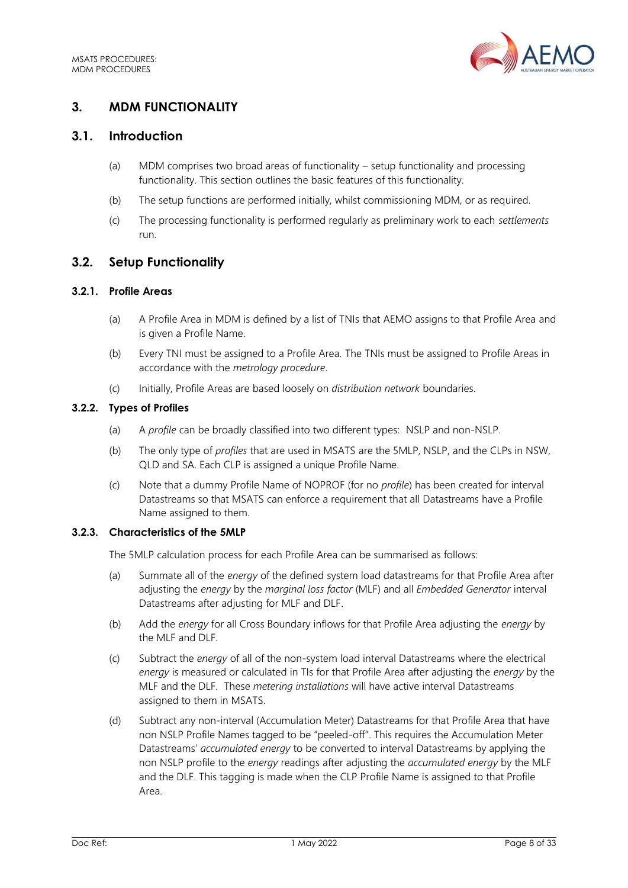## 3. MDM FUNCTIONALITY

### 3.1. Introduction

(a) MDM comprises two broad areas of functionality – setup functionality and processing functionality. This section outlines the basic features of this functionality.

(b) The setup functions are performed initially, whilst commissioning MDM, or as required.

(c) The processing functionality is performed regularly as preliminary work to each *settlements* run.

### 3.2. Setup Functionality

#### 3.2.1. Profile Areas

(a) A Profile Area in MDM is defined by a list of TNIs that AEMO assigns to that Profile Area and is given a Profile Name.

(b) Every TNI must be assigned to a Profile Area. The TNIs must be assigned to Profile Areas in accordance with the *metrology procedure*.

(c) Initially, Profile Areas are based loosely on *distribution network* boundaries.

#### 3.2.2. Types of Profiles

(a) A *profile* can be broadly classified into two different types: NSLP and non-NSLP.

(b) The only type of *profiles* that are used in MSATS are the 5MLP, NSLP, and the CLPs in NSW, QLD and SA. Each CLP is assigned a unique Profile Name.

(c) Note that a dummy Profile Name of NOPROF (for no *profile*) has been created for interval Datastreams so that MSATS can enforce a requirement that all Datastreams have a Profile Name assigned to them.

#### 3.2.3. Characteristics of the 5MLP

The 5MLP calculation process for each Profile Area can be summarised as follows:

(a) Summate all of the *energy* of the defined system load datastreams for that Profile Area after adjusting the *energy* by the *marginal loss factor* (MLF) and all *Embedded Generator* interval Datastreams after adjusting for MLF and DLF.

(b) Add the *energy* for all Cross Boundary inflows for that Profile Area adjusting the *energy* by the MLF and DLF.

(c) Subtract the *energy* of all of the non-system load interval Datastreams where the electrical *energy* is measured or calculated in TIs for that Profile Area after adjusting the *energy* by the MLF and the DLF. These *metering installations* will have active interval Datastreams assigned to them in MSATS.

(d) Subtract any non-interval (Accumulation Meter) Datastreams for that Profile Area that have non NSLP Profile Names tagged to be "peeled-off". This requires the Accumulation Meter Datastreams' *accumulated energy* to be converted to interval Datastreams by applying the non NSLP profile to the *energy* readings after adjusting the *accumulated energy* by the MLF and the DLF. This tagging is made when the CLP Profile Name is assigned to that Profile Area.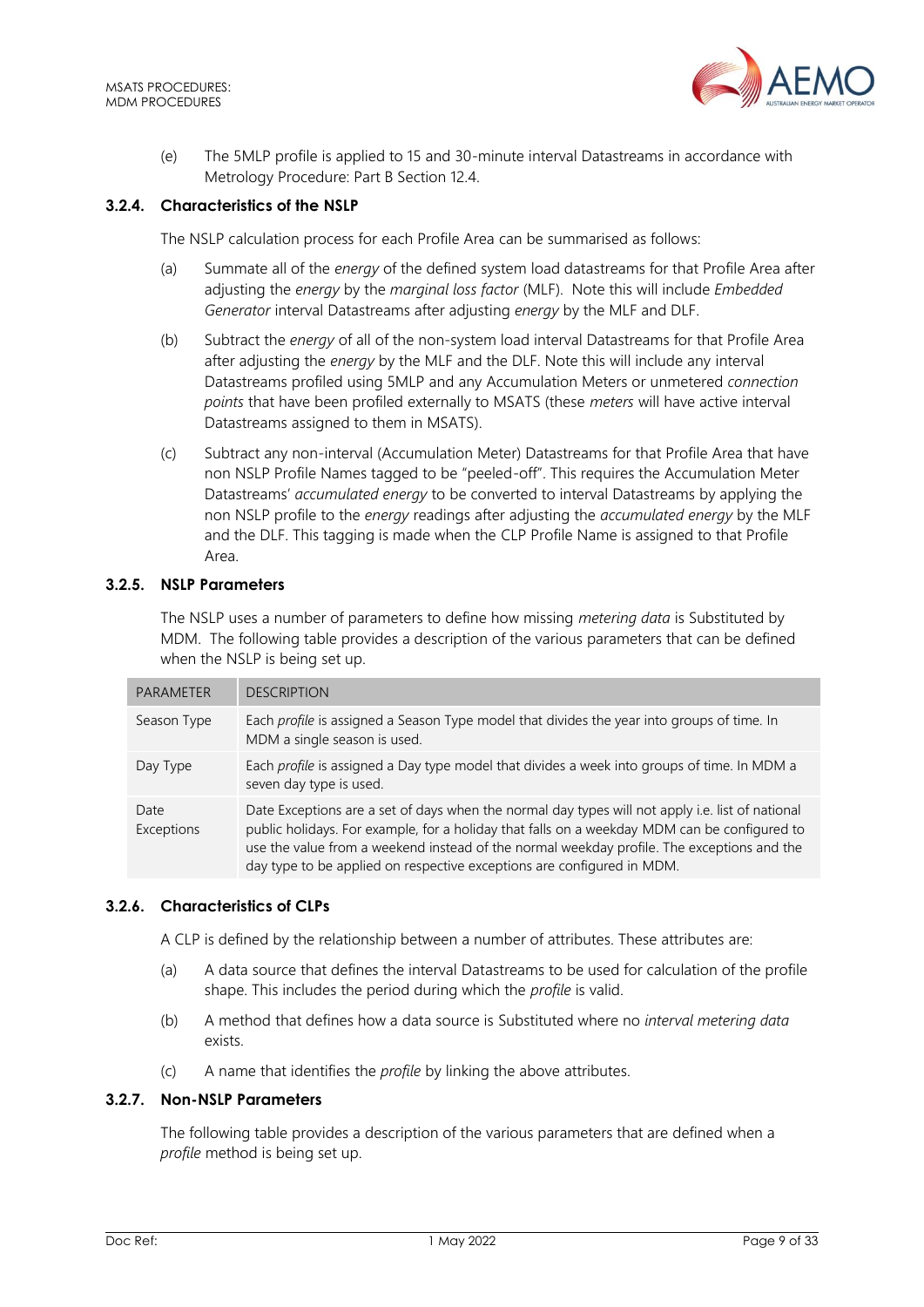(e) The 5MLP profile is applied to 15 and 30-minute interval Datastreams in accordance with Metrology Procedure: Part B Section 12.4.

### 3.2.4. Characteristics of the NSLP

The NSLP calculation process for each Profile Area can be summarised as follows:

(a) Summate all of the *energy* of the defined system load datastreams for that Profile Area after adjusting the *energy* by the *marginal loss factor* (MLF). Note this will include *Embedded Generator* interval Datastreams after adjusting *energy* by the MLF and DLF.

(b) Subtract the *energy* of all of the non-system load interval Datastreams for that Profile Area after adjusting the *energy* by the MLF and the DLF. Note this will include any interval Datastreams profiled using 5MLP and any Accumulation Meters or unmetered *connection points* that have been profiled externally to MSATS (these *meters* will have active interval Datastreams assigned to them in MSATS).

(c) Subtract any non-interval (Accumulation Meter) Datastreams for that Profile Area that have non NSLP Profile Names tagged to be "peeled-off". This requires the Accumulation Meter Datastreams' *accumulated energy* to be converted to interval Datastreams by applying the non NSLP profile to the *energy* readings after adjusting the *accumulated energy* by the MLF and the DLF. This tagging is made when the CLP Profile Name is assigned to that Profile Area.

### 3.2.5. NSLP Parameters

The NSLP uses a number of parameters to define how missing *metering data* is Substituted by MDM. The following table provides a description of the various parameters that can be defined when the NSLP is being set up.

| PARAMETER | DESCRIPTION |
| --- | --- |
| Season Type | Each *profile* is assigned a Season Type model that divides the year into groups of time. In MDM a single season is used. |
| Day Type | Each *profile* is assigned a Day type model that divides a week into groups of time. In MDM a seven day type is used. |
| Date Exceptions | Date Exceptions are a set of days when the normal day types will not apply i.e. list of national public holidays. For example, for a holiday that falls on a weekday MDM can be configured to use the value from a weekend instead of the normal weekday profile. The exceptions and the day type to be applied on respective exceptions are configured in MDM. |

### 3.2.6. Characteristics of CLPs

A CLP is defined by the relationship between a number of attributes. These attributes are:

(a) A data source that defines the interval Datastreams to be used for calculation of the profile shape. This includes the period during which the *profile* is valid.

(b) A method that defines how a data source is Substituted where no *interval metering data* exists.

(c) A name that identifies the *profile* by linking the above attributes.

### 3.2.7. Non-NSLP Parameters

The following table provides a description of the various parameters that are defined when a *profile* method is being set up.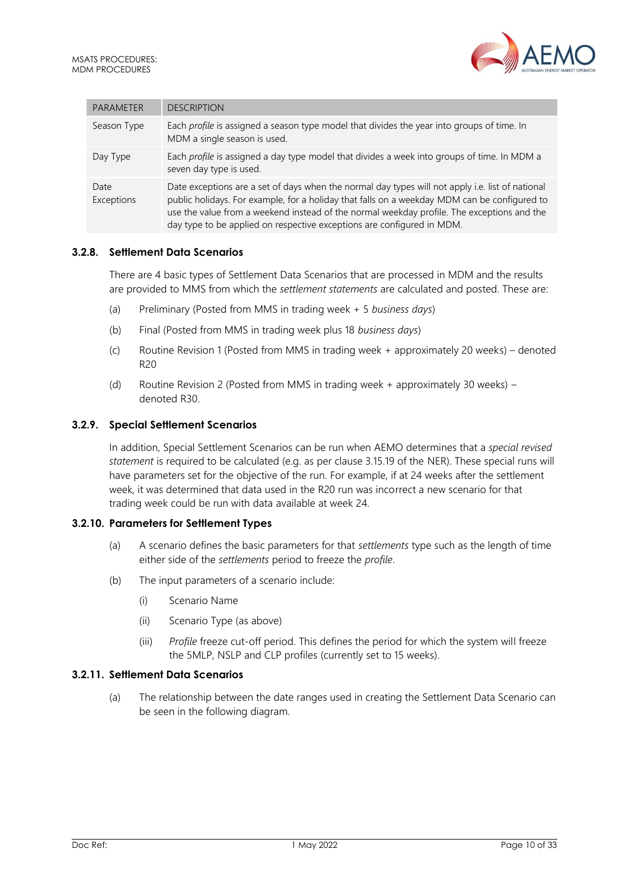| PARAMETER | DESCRIPTION |
| --- | --- |
| Season Type | Each *profile* is assigned a season type model that divides the year into groups of time. In MDM a single season is used. |
| Day Type | Each *profile* is assigned a day type model that divides a week into groups of time. In MDM a seven day type is used. |
| Date Exceptions | Date exceptions are a set of days when the normal day types will not apply i.e. list of national public holidays. For example, for a holiday that falls on a weekday MDM can be configured to use the value from a weekend instead of the normal weekday profile. The exceptions and the day type to be applied on respective exceptions are configured in MDM. |

### 3.2.8. Settlement Data Scenarios

There are 4 basic types of Settlement Data Scenarios that are processed in MDM and the results are provided to MMS from which the *settlement statements* are calculated and posted. These are:

(a) Preliminary (Posted from MMS in trading week + 5 *business days*)

(b) Final (Posted from MMS in trading week plus 18 *business days*)

(c) Routine Revision 1 (Posted from MMS in trading week + approximately 20 weeks) – denoted R20

(d) Routine Revision 2 (Posted from MMS in trading week + approximately 30 weeks) – denoted R30.

### 3.2.9. Special Settlement Scenarios

In addition, Special Settlement Scenarios can be run when AEMO determines that a *special revised statement* is required to be calculated (e.g. as per clause 3.15.19 of the NER). These special runs will have parameters set for the objective of the run. For example, if at 24 weeks after the settlement week, it was determined that data used in the R20 run was incorrect a new scenario for that trading week could be run with data available at week 24.

### 3.2.10. Parameters for Settlement Types

(a) A scenario defines the basic parameters for that *settlements* type such as the length of time either side of the *settlements* period to freeze the *profile*.

(b) The input parameters of a scenario include:

(i) Scenario Name

(ii) Scenario Type (as above)

(iii) *Profile* freeze cut-off period. This defines the period for which the system will freeze the 5MLP, NSLP and CLP profiles (currently set to 15 weeks).

### 3.2.11. Settlement Data Scenarios

(a) The relationship between the date ranges used in creating the Settlement Data Scenario can be seen in the following diagram.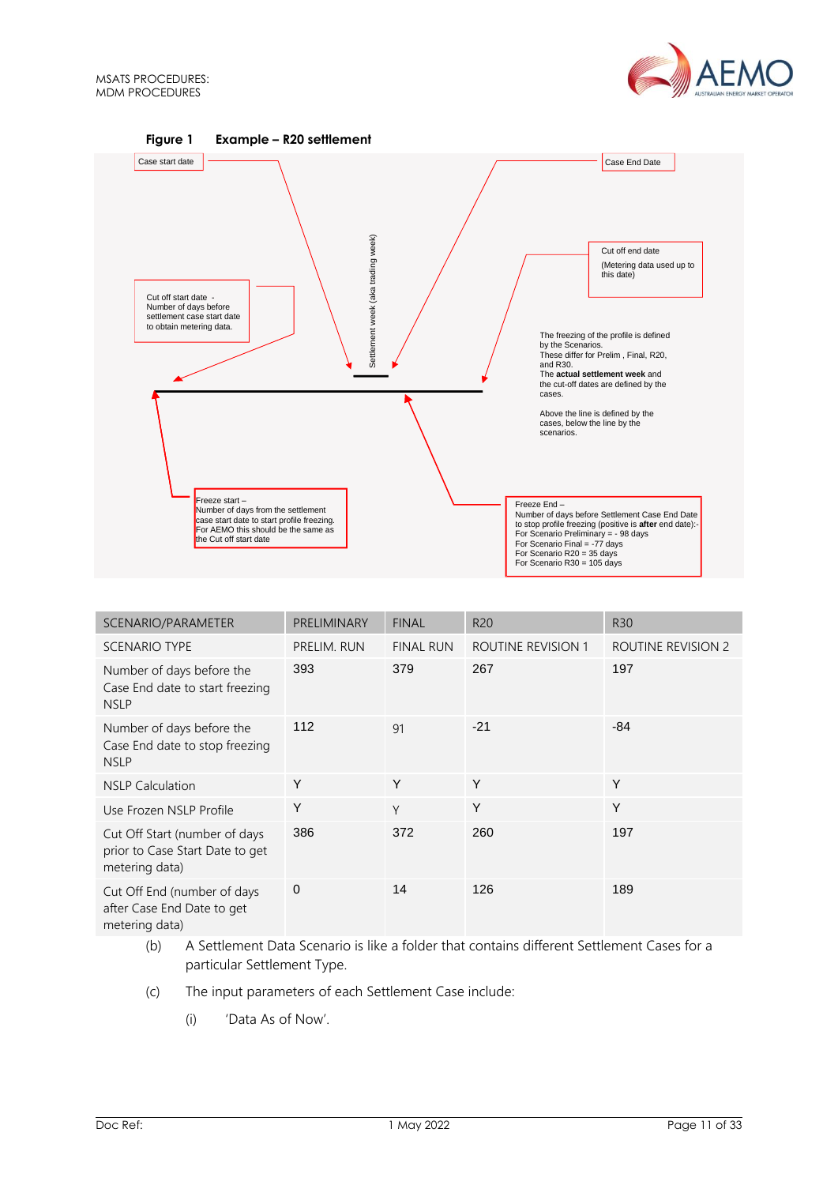**Figure 1 Example – R20 settlement**

Case start date

Case End Date

Cut off end date
(Metering data used up to this date)

Cut off start date - Number of days before settlement case start date to obtain metering data.

Settlement week (aka trading week)

The freezing of the profile is defined by the Scenarios.
These differ for Prelim , Final, R20, and R30.
The **actual settlement week** and the cut-off dates are defined by the cases.

Above the line is defined by the cases, below the line by the scenarios.

Freeze start –
Number of days from the settlement case start date to start profile freezing.
For AEMO this should be the same as the Cut off start date

Freeze End –
Number of days before Settlement Case End Date to stop profile freezing (positive is **after** end date):-
For Scenario Preliminary = - 98 days
For Scenario Final = -77 days
For Scenario R20 = 35 days
For Scenario R30 = 105 days

| SCENARIO/PARAMETER | PRELIMINARY | FINAL | R20 | R30 |
|---|---|---|---|---|
| SCENARIO TYPE | PRELIM. RUN | FINAL RUN | ROUTINE REVISION 1 | ROUTINE REVISION 2 |
| Number of days before the Case End date to start freezing NSLP | 393 | 379 | 267 | 197 |
| Number of days before the Case End date to stop freezing NSLP | 112 | 91 | -21 | -84 |
| NSLP Calculation | Y | Y | Y | Y |
| Use Frozen NSLP Profile | Y | Y | Y | Y |
| Cut Off Start (number of days prior to Case Start Date to get metering data) | 386 | 372 | 260 | 197 |
| Cut Off End (number of days after Case End Date to get metering data) | 0 | 14 | 126 | 189 |

(b) A Settlement Data Scenario is like a folder that contains different Settlement Cases for a particular Settlement Type.

(c) The input parameters of each Settlement Case include:

(i) 'Data As of Now'.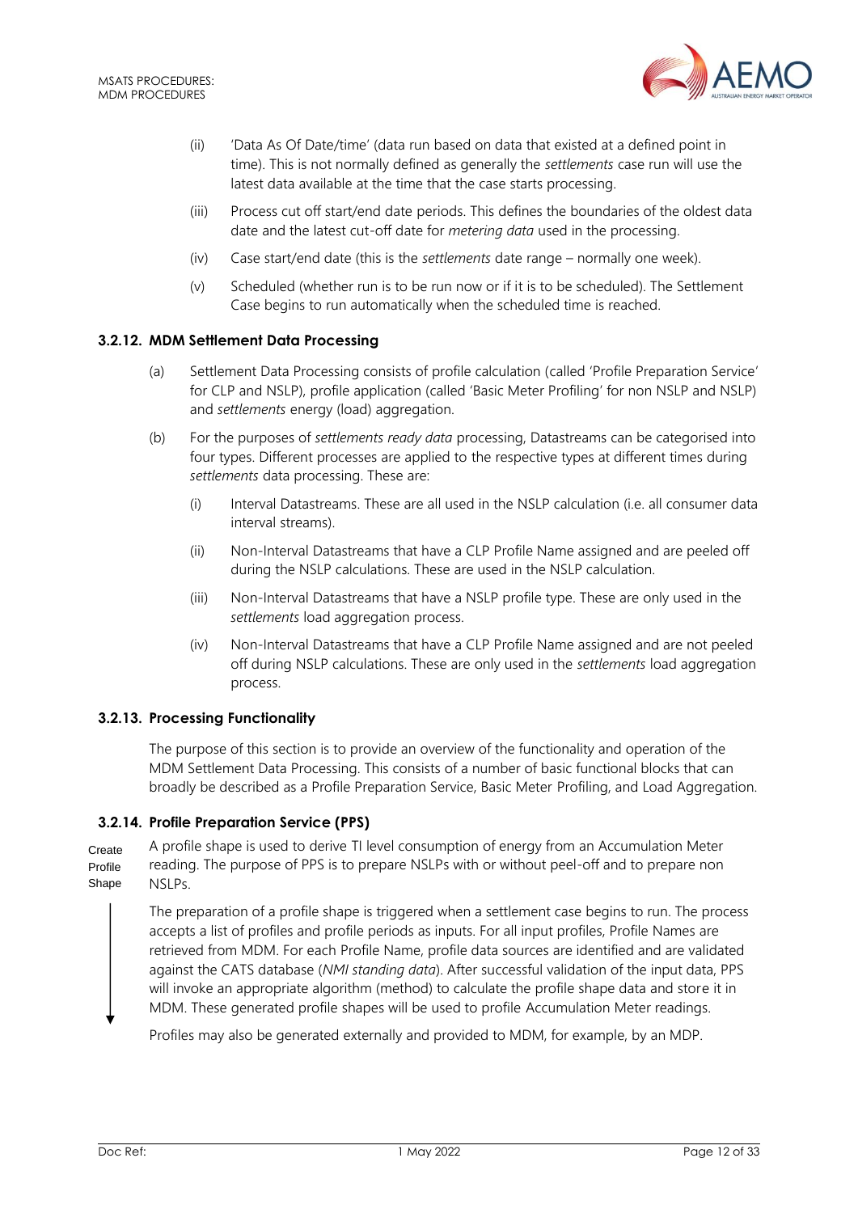(ii) 'Data As Of Date/time' (data run based on data that existed at a defined point in time). This is not normally defined as generally the *settlements* case run will use the latest data available at the time that the case starts processing.

(iii) Process cut off start/end date periods. This defines the boundaries of the oldest data date and the latest cut-off date for *metering data* used in the processing.

(iv) Case start/end date (this is the *settlements* date range – normally one week).

(v) Scheduled (whether run is to be run now or if it is to be scheduled). The Settlement Case begins to run automatically when the scheduled time is reached.

### 3.2.12. MDM Settlement Data Processing

(a) Settlement Data Processing consists of profile calculation (called 'Profile Preparation Service' for CLP and NSLP), profile application (called 'Basic Meter Profiling' for non NSLP and NSLP) and *settlements* energy (load) aggregation.

(b) For the purposes of *settlements ready data* processing, Datastreams can be categorised into four types. Different processes are applied to the respective types at different times during *settlements* data processing. These are:

(i) Interval Datastreams. These are all used in the NSLP calculation (i.e. all consumer data interval streams).

(ii) Non-Interval Datastreams that have a CLP Profile Name assigned and are peeled off during the NSLP calculations. These are used in the NSLP calculation.

(iii) Non-Interval Datastreams that have a NSLP profile type. These are only used in the *settlements* load aggregation process.

(iv) Non-Interval Datastreams that have a CLP Profile Name assigned and are not peeled off during NSLP calculations. These are only used in the *settlements* load aggregation process.

### 3.2.13. Processing Functionality

The purpose of this section is to provide an overview of the functionality and operation of the MDM Settlement Data Processing. This consists of a number of basic functional blocks that can broadly be described as a Profile Preparation Service, Basic Meter Profiling, and Load Aggregation.

### 3.2.14. Profile Preparation Service (PPS)

Create Profile Shape

A profile shape is used to derive TI level consumption of energy from an Accumulation Meter reading. The purpose of PPS is to prepare NSLPs with or without peel-off and to prepare non NSLPs.

The preparation of a profile shape is triggered when a settlement case begins to run. The process accepts a list of profiles and profile periods as inputs. For all input profiles, Profile Names are retrieved from MDM. For each Profile Name, profile data sources are identified and are validated against the CATS database (*NMI standing data*). After successful validation of the input data, PPS will invoke an appropriate algorithm (method) to calculate the profile shape data and store it in MDM. These generated profile shapes will be used to profile Accumulation Meter readings.

Profiles may also be generated externally and provided to MDM, for example, by an MDP.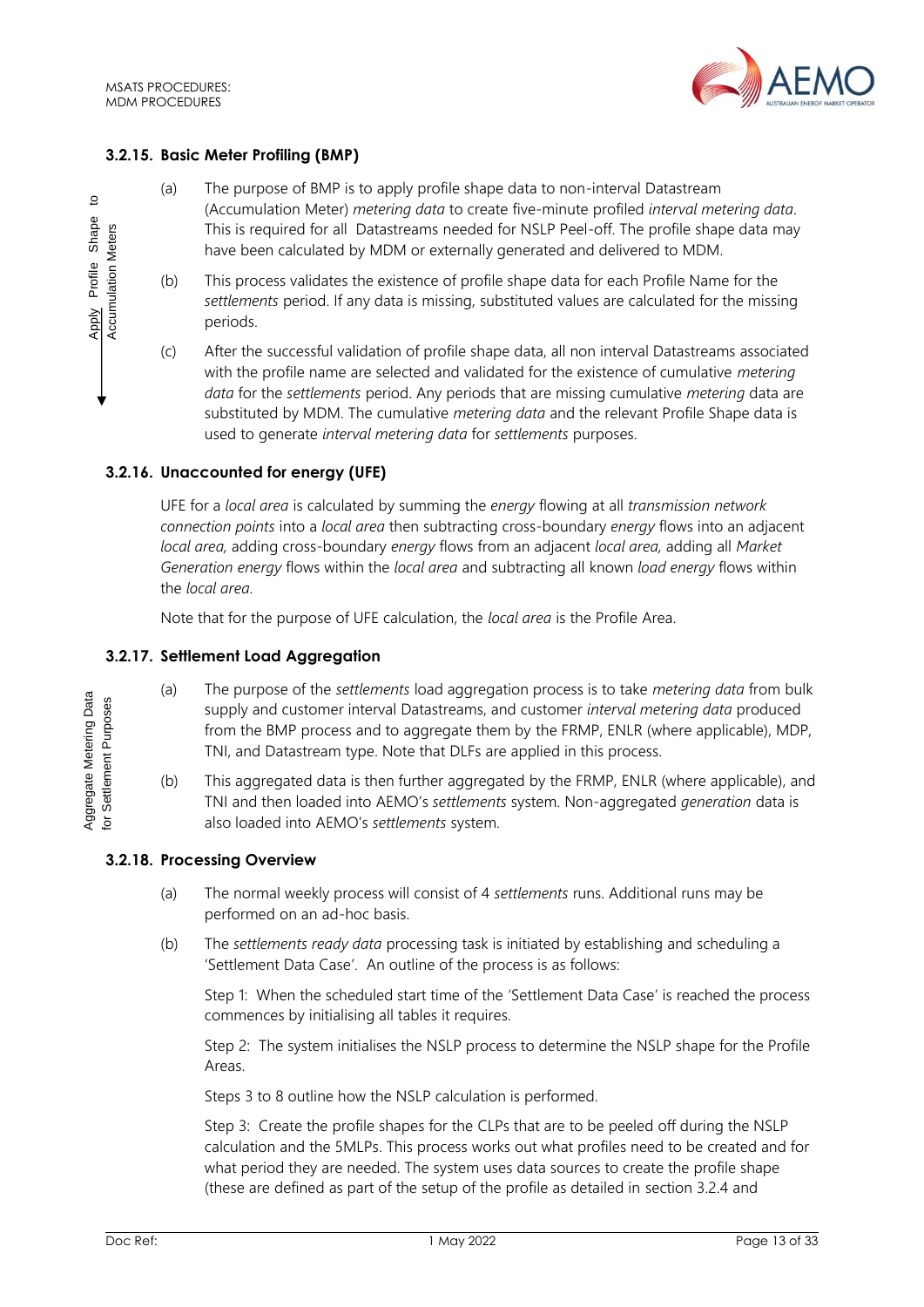### 3.2.15. Basic Meter Profiling (BMP)

Apply Profile Shape to Accumulation Meters

(a) The purpose of BMP is to apply profile shape data to non-interval Datastream (Accumulation Meter) *metering data* to create five-minute profiled *interval metering data*. This is required for all Datastreams needed for NSLP Peel-off. The profile shape data may have been calculated by MDM or externally generated and delivered to MDM.

(b) This process validates the existence of profile shape data for each Profile Name for the *settlements* period. If any data is missing, substituted values are calculated for the missing periods.

(c) After the successful validation of profile shape data, all non interval Datastreams associated with the profile name are selected and validated for the existence of cumulative *metering data* for the *settlements* period. Any periods that are missing cumulative *metering* data are substituted by MDM. The cumulative *metering data* and the relevant Profile Shape data is used to generate *interval metering data* for *settlements* purposes.

### 3.2.16. Unaccounted for energy (UFE)

UFE for a *local area* is calculated by summing the *energy* flowing at all *transmission network connection points* into a *local area* then subtracting cross-boundary *energy* flows into an adjacent *local area*, adding cross-boundary *energy* flows from an adjacent *local area*, adding all *Market Generation energy* flows within the *local area* and subtracting all known *load energy* flows within the *local area*.

Note that for the purpose of UFE calculation, the *local area* is the Profile Area.

### 3.2.17. Settlement Load Aggregation

Aggregate Metering Data for Settlement Purposes

(a) The purpose of the *settlements* load aggregation process is to take *metering data* from bulk supply and customer interval Datastreams, and customer *interval metering data* produced from the BMP process and to aggregate them by the FRMP, ENLR (where applicable), MDP, TNI, and Datastream type. Note that DLFs are applied in this process.

(b) This aggregated data is then further aggregated by the FRMP, ENLR (where applicable), and TNI and then loaded into AEMO's *settlements* system. Non-aggregated *generation* data is also loaded into AEMO's *settlements* system.

### 3.2.18. Processing Overview

(a) The normal weekly process will consist of 4 *settlements* runs. Additional runs may be performed on an ad-hoc basis.

(b) The *settlements ready data* processing task is initiated by establishing and scheduling a 'Settlement Data Case'. An outline of the process is as follows:

Step 1: When the scheduled start time of the 'Settlement Data Case' is reached the process commences by initialising all tables it requires.

Step 2: The system initialises the NSLP process to determine the NSLP shape for the Profile Areas.

Steps 3 to 8 outline how the NSLP calculation is performed.

Step 3: Create the profile shapes for the CLPs that are to be peeled off during the NSLP calculation and the 5MLPs. This process works out what profiles need to be created and for what period they are needed. The system uses data sources to create the profile shape (these are defined as part of the setup of the profile as detailed in section 3.2.4 and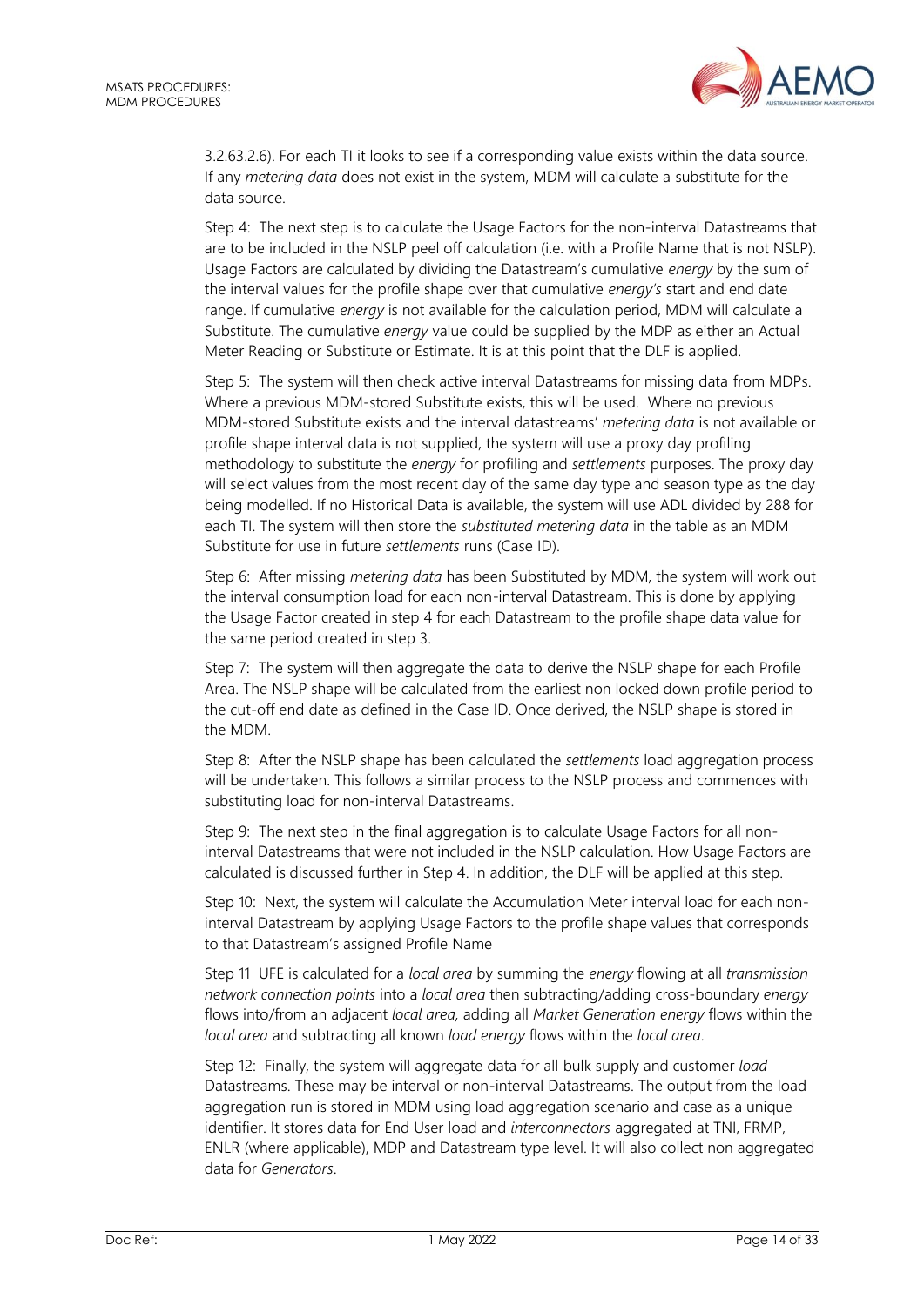3.2.63.2.6). For each TI it looks to see if a corresponding value exists within the data source. If any *metering data* does not exist in the system, MDM will calculate a substitute for the data source.

Step 4: The next step is to calculate the Usage Factors for the non-interval Datastreams that are to be included in the NSLP peel off calculation (i.e. with a Profile Name that is not NSLP). Usage Factors are calculated by dividing the Datastream's cumulative *energy* by the sum of the interval values for the profile shape over that cumulative *energy's* start and end date range. If cumulative *energy* is not available for the calculation period, MDM will calculate a Substitute. The cumulative *energy* value could be supplied by the MDP as either an Actual Meter Reading or Substitute or Estimate. It is at this point that the DLF is applied.

Step 5: The system will then check active interval Datastreams for missing data from MDPs. Where a previous MDM-stored Substitute exists, this will be used. Where no previous MDM-stored Substitute exists and the interval datastreams' *metering data* is not available or profile shape interval data is not supplied, the system will use a proxy day profiling methodology to substitute the *energy* for profiling and *settlements* purposes. The proxy day will select values from the most recent day of the same day type and season type as the day being modelled. If no Historical Data is available, the system will use ADL divided by 288 for each TI. The system will then store the *substituted metering data* in the table as an MDM Substitute for use in future *settlements* runs (Case ID).

Step 6: After missing *metering data* has been Substituted by MDM, the system will work out the interval consumption load for each non-interval Datastream. This is done by applying the Usage Factor created in step 4 for each Datastream to the profile shape data value for the same period created in step 3.

Step 7: The system will then aggregate the data to derive the NSLP shape for each Profile Area. The NSLP shape will be calculated from the earliest non locked down profile period to the cut-off end date as defined in the Case ID. Once derived, the NSLP shape is stored in the MDM.

Step 8: After the NSLP shape has been calculated the *settlements* load aggregation process will be undertaken. This follows a similar process to the NSLP process and commences with substituting load for non-interval Datastreams.

Step 9: The next step in the final aggregation is to calculate Usage Factors for all non-interval Datastreams that were not included in the NSLP calculation. How Usage Factors are calculated is discussed further in Step 4. In addition, the DLF will be applied at this step.

Step 10: Next, the system will calculate the Accumulation Meter interval load for each non-interval Datastream by applying Usage Factors to the profile shape values that corresponds to that Datastream's assigned Profile Name

Step 11 UFE is calculated for a *local area* by summing the *energy* flowing at all *transmission network connection points* into a *local area* then subtracting/adding cross-boundary *energy* flows into/from an adjacent *local area*, adding all *Market Generation energy* flows within the *local area* and subtracting all known *load energy* flows within the *local area*.

Step 12: Finally, the system will aggregate data for all bulk supply and customer *load* Datastreams. These may be interval or non-interval Datastreams. The output from the load aggregation run is stored in MDM using load aggregation scenario and case as a unique identifier. It stores data for End User load and *interconnectors* aggregated at TNI, FRMP, ENLR (where applicable), MDP and Datastream type level. It will also collect non aggregated data for *Generators*.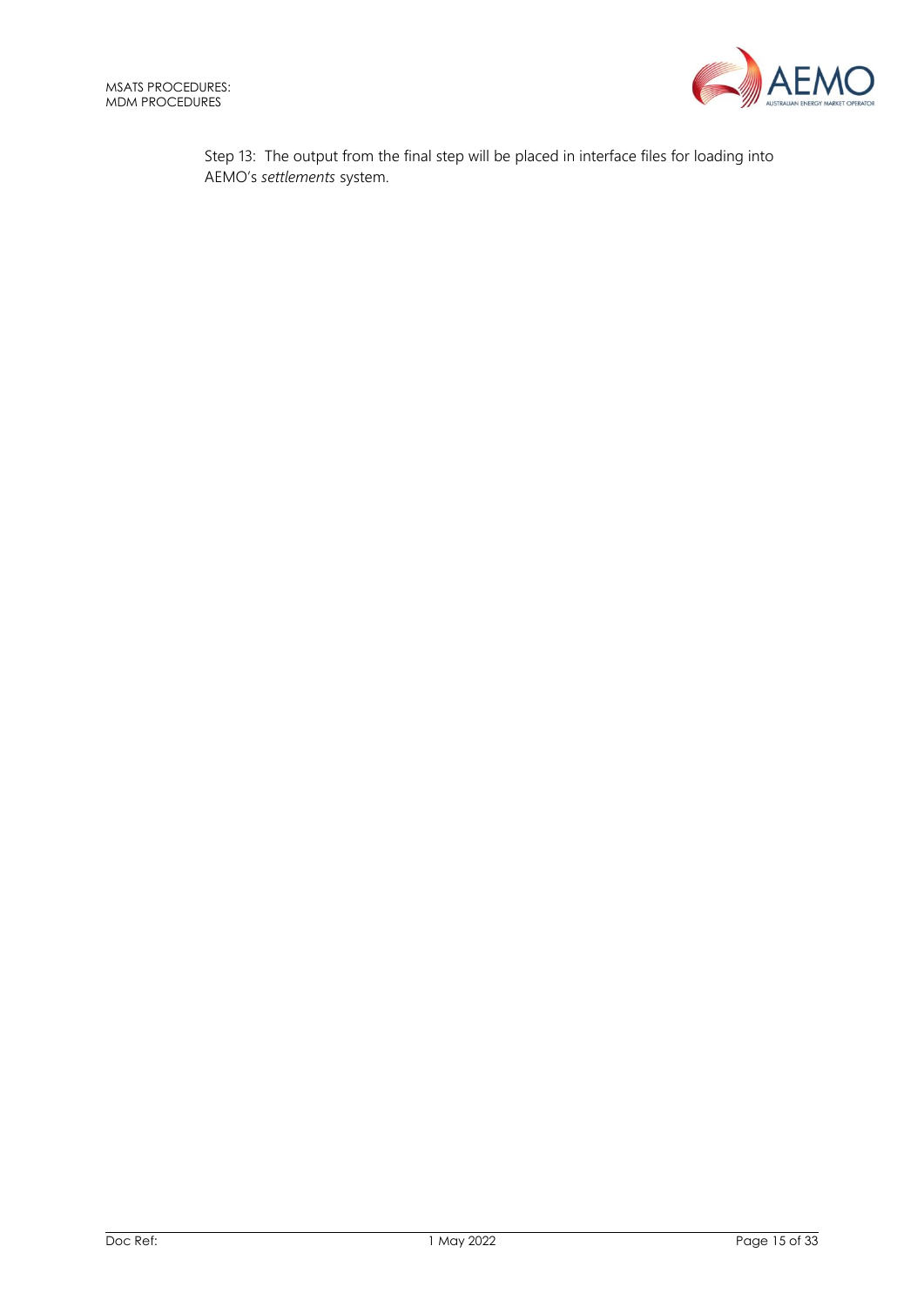Step 13: The output from the final step will be placed in interface files for loading into AEMO's *settlements* system.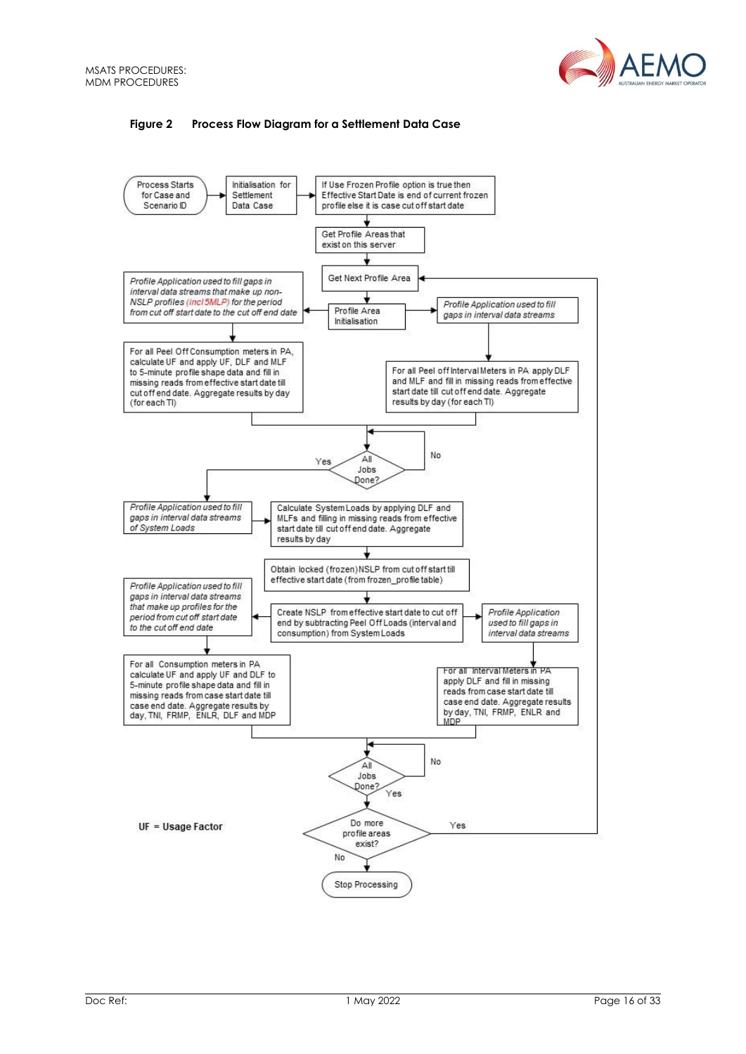**Figure 2 Process Flow Diagram for a Settlement Data Case**

Process Starts for Case and Scenario ID

Initialisation for Settlement Data Case

If Use Frozen Profile option is true then Effective Start Date is end of current frozen profile else it is case cut off start date

Get Profile Areas that exist on this server

Get Next Profile Area

Profile Area Initialisation

*Profile Application used to fill gaps in interval data streams that make up non-NSLP profiles (incl 5MLP) for the period from cut off start date to the cut off end date*

*Profile Application used to fill gaps in interval data streams*

For all Peel Off Consumption meters in PA, calculate UF, and apply UF, DLF and MLF to 5-minute profile shape data and fill in missing reads from effective start date till cut off end date. Aggregate results by day (for each TI)

For all Peel off Interval Meters in PA apply DLF and MLF and fill in missing reads from effective start date till cut off end date. Aggregate results by day (for each TI)

All Jobs Done? (No / Yes)

*Profile Application used to fill gaps in interval data streams of System Loads*

Calculate System Loads by applying DLF and MLFs and filling in missing reads from effective start date till cut off end date. Aggregate results by day

Obtain locked (frozen) NSLP from cut off start till effective start date (from frozen_profile table)

Create NSLP from effective start date to cut off end by subtracting Peel Off Loads (interval and consumption) from System Loads

*Profile Application used to fill gaps in interval data streams that make up profiles for the period from cut off start date to the cut off end date*

*Profile Application used to fill gaps in interval data streams*

For all Consumption meters in PA calculate UF and apply UF and DLF to 5-minute profile shape data and fill in missing reads from case start date till case end date. Aggregate results by day, TNI, FRMP, ENLR, DLF and MDP

For all Interval Meters in PA apply DLF and fill in missing reads from case start date till case end date. Aggregate results by day, TNI, FRMP, ENLR and MDP

All Jobs Done? (No / Yes)

Do more profile areas exist? (Yes → Get Next Profile Area / No)

Stop Processing

UF = Usage Factor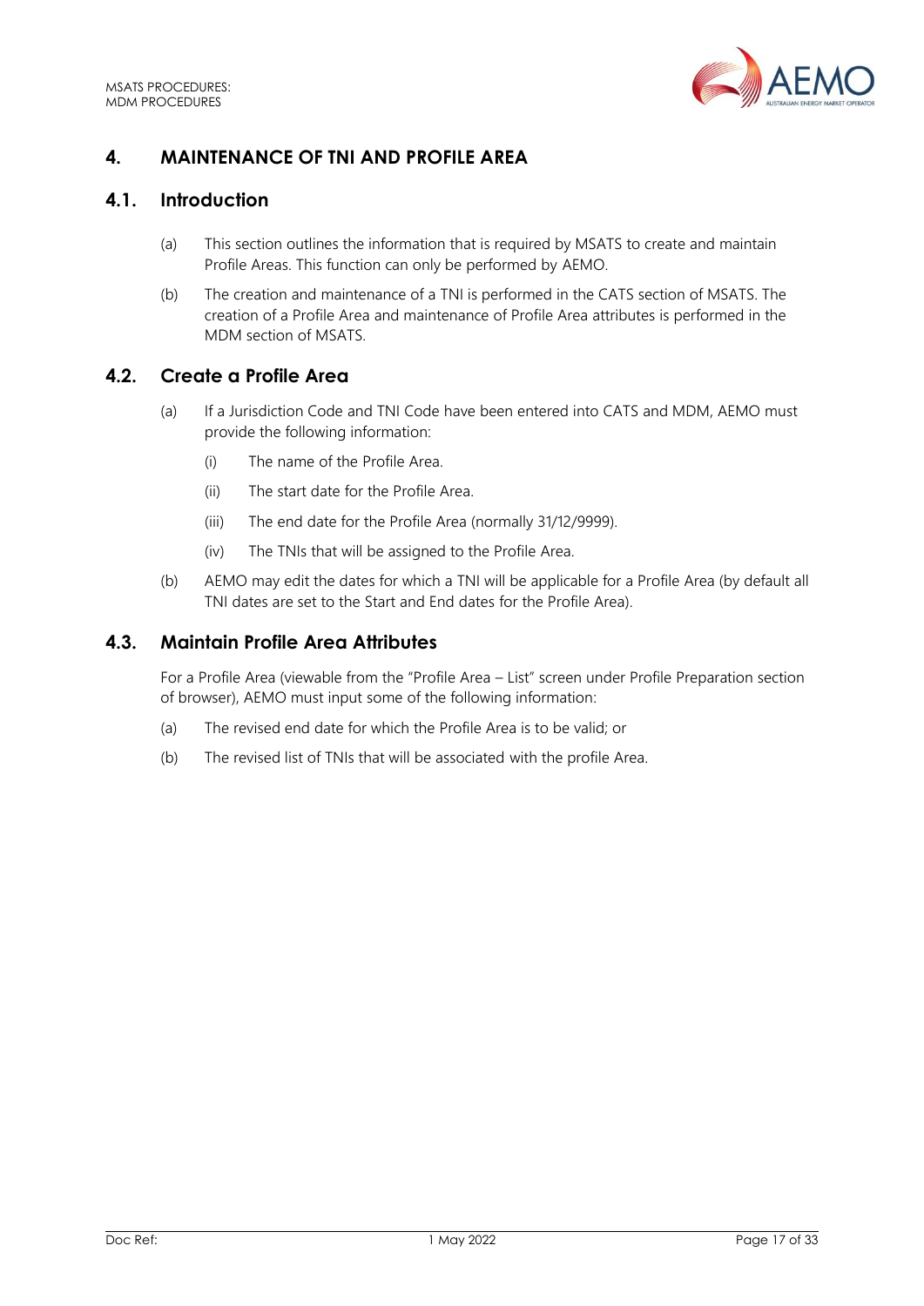# 4. MAINTENANCE OF TNI AND PROFILE AREA

## 4.1. Introduction

(a) This section outlines the information that is required by MSATS to create and maintain Profile Areas. This function can only be performed by AEMO.

(b) The creation and maintenance of a TNI is performed in the CATS section of MSATS. The creation of a Profile Area and maintenance of Profile Area attributes is performed in the MDM section of MSATS.

## 4.2. Create a Profile Area

(a) If a Jurisdiction Code and TNI Code have been entered into CATS and MDM, AEMO must provide the following information:

   (i) The name of the Profile Area.

   (ii) The start date for the Profile Area.

   (iii) The end date for the Profile Area (normally 31/12/9999).

   (iv) The TNIs that will be assigned to the Profile Area.

(b) AEMO may edit the dates for which a TNI will be applicable for a Profile Area (by default all TNI dates are set to the Start and End dates for the Profile Area).

## 4.3. Maintain Profile Area Attributes

For a Profile Area (viewable from the "Profile Area – List" screen under Profile Preparation section of browser), AEMO must input some of the following information:

(a) The revised end date for which the Profile Area is to be valid; or

(b) The revised list of TNIs that will be associated with the profile Area.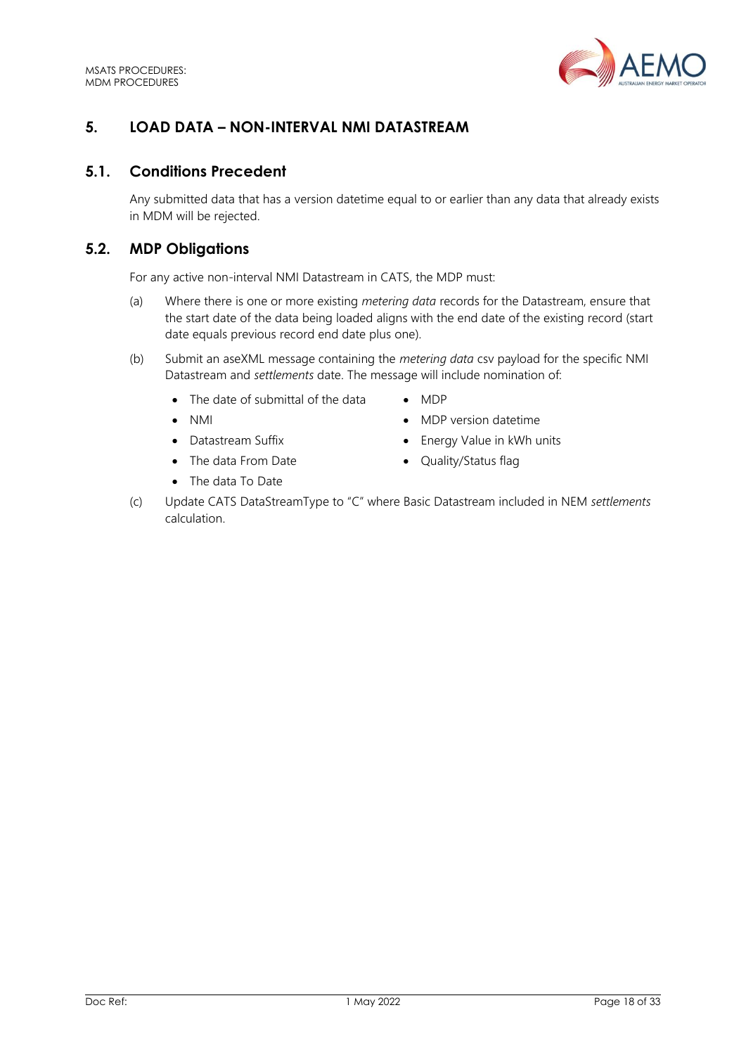# 5. LOAD DATA – NON-INTERVAL NMI DATASTREAM

## 5.1. Conditions Precedent

Any submitted data that has a version datetime equal to or earlier than any data that already exists in MDM will be rejected.

## 5.2. MDP Obligations

For any active non-interval NMI Datastream in CATS, the MDP must:

(a) Where there is one or more existing *metering data* records for the Datastream, ensure that the start date of the data being loaded aligns with the end date of the existing record (start date equals previous record end date plus one).

(b) Submit an aseXML message containing the *metering data* csv payload for the specific NMI Datastream and *settlements* date. The message will include nomination of:

- The date of submittal of the data
- NMI
- Datastream Suffix
- The data From Date
- The data To Date
- MDP
- MDP version datetime
- Energy Value in kWh units
- Quality/Status flag

(c) Update CATS DataStreamType to "C" where Basic Datastream included in NEM *settlements* calculation.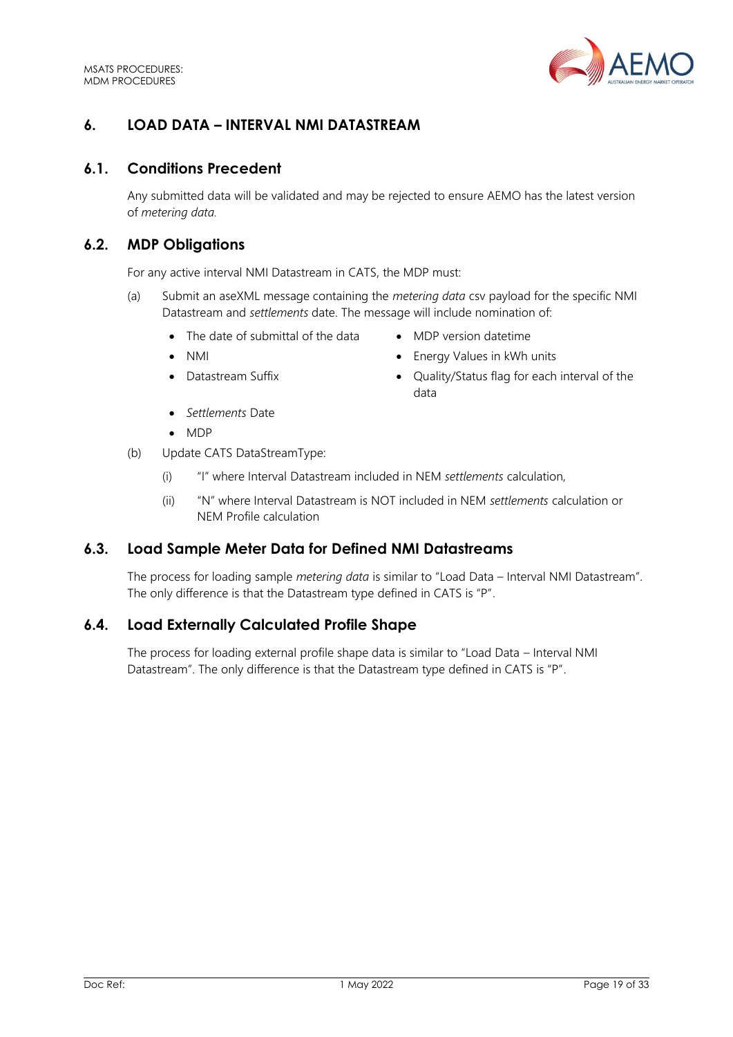## 6. LOAD DATA – INTERVAL NMI DATASTREAM

### 6.1. Conditions Precedent

Any submitted data will be validated and may be rejected to ensure AEMO has the latest version of *metering data.*

### 6.2. MDP Obligations

For any active interval NMI Datastream in CATS, the MDP must:

(a) Submit an aseXML message containing the *metering data* csv payload for the specific NMI Datastream and *settlements* date. The message will include nomination of:

- The date of submittal of the data
- NMI
- Datastream Suffix
- *Settlements* Date
- MDP
- MDP version datetime
- Energy Values in kWh units
- Quality/Status flag for each interval of the data

(b) Update CATS DataStreamType:

(i) "I" where Interval Datastream included in NEM *settlements* calculation,

(ii) "N" where Interval Datastream is NOT included in NEM *settlements* calculation or NEM Profile calculation

### 6.3. Load Sample Meter Data for Defined NMI Datastreams

The process for loading sample *metering data* is similar to "Load Data – Interval NMI Datastream". The only difference is that the Datastream type defined in CATS is "P".

### 6.4. Load Externally Calculated Profile Shape

The process for loading external profile shape data is similar to "Load Data – Interval NMI Datastream". The only difference is that the Datastream type defined in CATS is "P".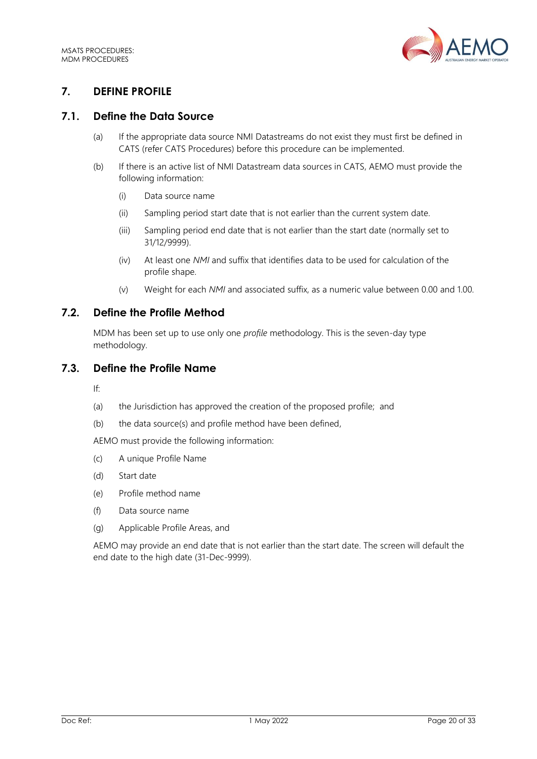# 7. DEFINE PROFILE

## 7.1. Define the Data Source

(a) If the appropriate data source NMI Datastreams do not exist they must first be defined in CATS (refer CATS Procedures) before this procedure can be implemented.

(b) If there is an active list of NMI Datastream data sources in CATS, AEMO must provide the following information:

(i) Data source name

(ii) Sampling period start date that is not earlier than the current system date.

(iii) Sampling period end date that is not earlier than the start date (normally set to 31/12/9999).

(iv) At least one *NMI* and suffix that identifies data to be used for calculation of the profile shape.

(v) Weight for each *NMI* and associated suffix, as a numeric value between 0.00 and 1.00.

## 7.2. Define the Profile Method

MDM has been set up to use only one *profile* methodology. This is the seven-day type methodology.

## 7.3. Define the Profile Name

If:

(a) the Jurisdiction has approved the creation of the proposed profile; and

(b) the data source(s) and profile method have been defined,

AEMO must provide the following information:

(c) A unique Profile Name

(d) Start date

(e) Profile method name

(f) Data source name

(g) Applicable Profile Areas, and

AEMO may provide an end date that is not earlier than the start date. The screen will default the end date to the high date (31-Dec-9999).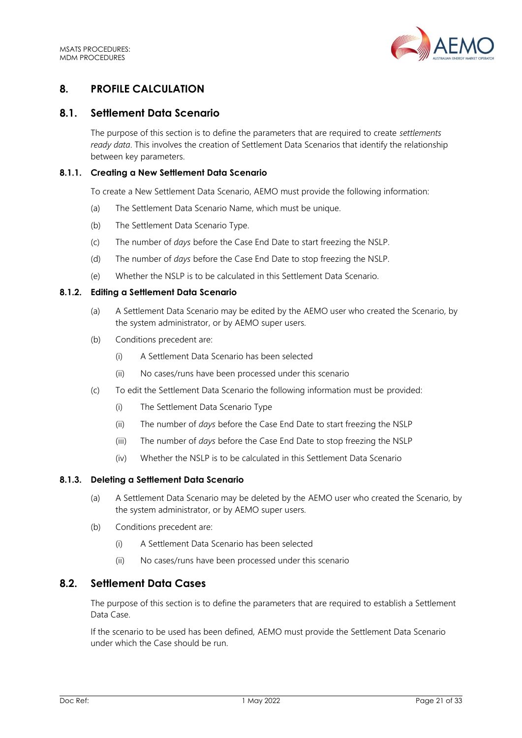# 8. PROFILE CALCULATION

## 8.1. Settlement Data Scenario

The purpose of this section is to define the parameters that are required to create *settlements ready data*. This involves the creation of Settlement Data Scenarios that identify the relationship between key parameters.

### 8.1.1. Creating a New Settlement Data Scenario

To create a New Settlement Data Scenario, AEMO must provide the following information:

(a) The Settlement Data Scenario Name, which must be unique.

(b) The Settlement Data Scenario Type.

(c) The number of *days* before the Case End Date to start freezing the NSLP.

(d) The number of *days* before the Case End Date to stop freezing the NSLP.

(e) Whether the NSLP is to be calculated in this Settlement Data Scenario.

### 8.1.2. Editing a Settlement Data Scenario

(a) A Settlement Data Scenario may be edited by the AEMO user who created the Scenario, by the system administrator, or by AEMO super users.

(b) Conditions precedent are:

  (i) A Settlement Data Scenario has been selected

  (ii) No cases/runs have been processed under this scenario

(c) To edit the Settlement Data Scenario the following information must be provided:

  (i) The Settlement Data Scenario Type

  (ii) The number of *days* before the Case End Date to start freezing the NSLP

  (iii) The number of *days* before the Case End Date to stop freezing the NSLP

  (iv) Whether the NSLP is to be calculated in this Settlement Data Scenario

### 8.1.3. Deleting a Settlement Data Scenario

(a) A Settlement Data Scenario may be deleted by the AEMO user who created the Scenario, by the system administrator, or by AEMO super users.

(b) Conditions precedent are:

  (i) A Settlement Data Scenario has been selected

  (ii) No cases/runs have been processed under this scenario

## 8.2. Settlement Data Cases

The purpose of this section is to define the parameters that are required to establish a Settlement Data Case.

If the scenario to be used has been defined, AEMO must provide the Settlement Data Scenario under which the Case should be run.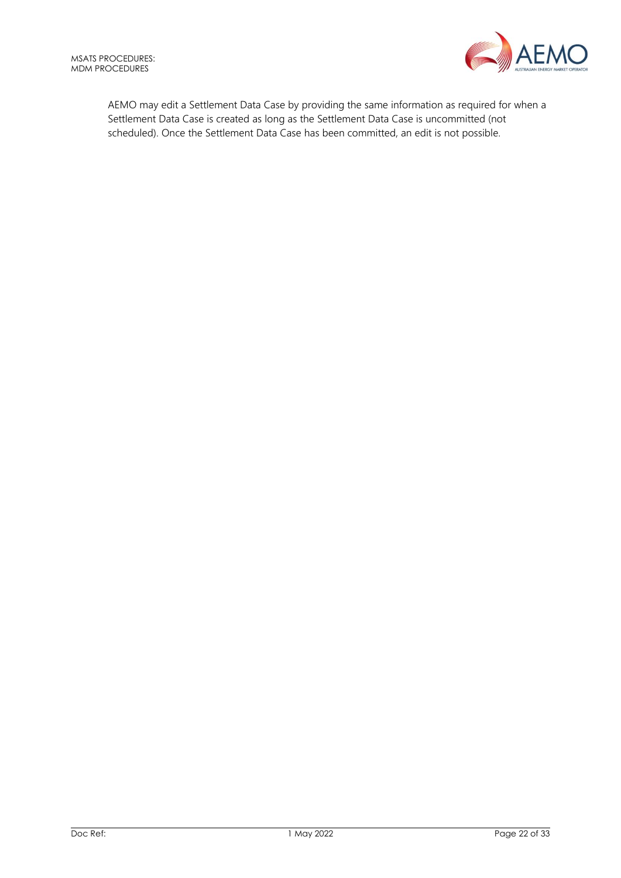AEMO may edit a Settlement Data Case by providing the same information as required for when a Settlement Data Case is created as long as the Settlement Data Case is uncommitted (not scheduled). Once the Settlement Data Case has been committed, an edit is not possible.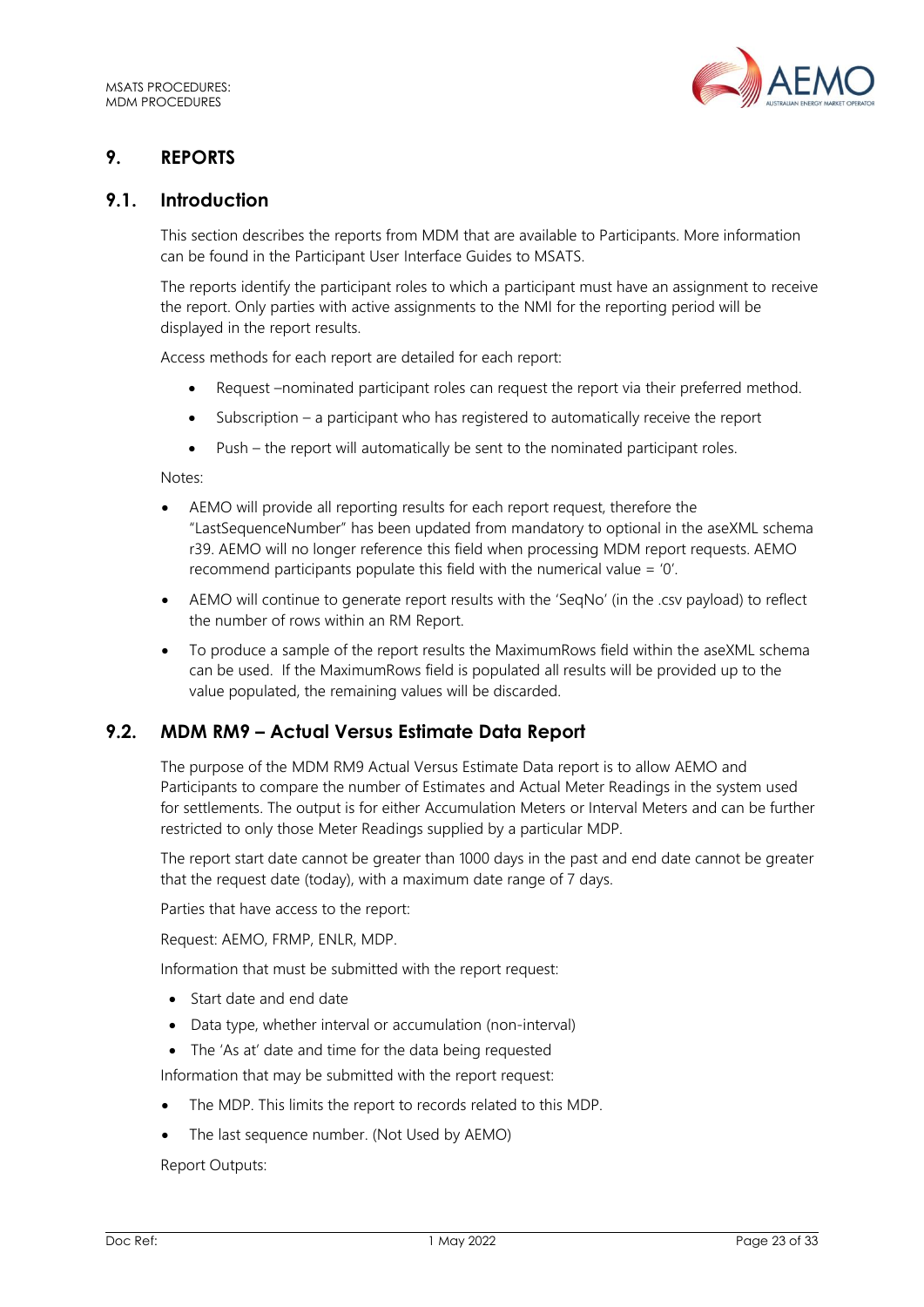# 9. REPORTS

## 9.1. Introduction

This section describes the reports from MDM that are available to Participants. More information can be found in the Participant User Interface Guides to MSATS.

The reports identify the participant roles to which a participant must have an assignment to receive the report. Only parties with active assignments to the NMI for the reporting period will be displayed in the report results.

Access methods for each report are detailed for each report:

- Request –nominated participant roles can request the report via their preferred method.
- Subscription – a participant who has registered to automatically receive the report
- Push – the report will automatically be sent to the nominated participant roles.

Notes:

- AEMO will provide all reporting results for each report request, therefore the "LastSequenceNumber" has been updated from mandatory to optional in the aseXML schema r39. AEMO will no longer reference this field when processing MDM report requests. AEMO recommend participants populate this field with the numerical value = '0'.
- AEMO will continue to generate report results with the 'SeqNo' (in the .csv payload) to reflect the number of rows within an RM Report.
- To produce a sample of the report results the MaximumRows field within the aseXML schema can be used. If the MaximumRows field is populated all results will be provided up to the value populated, the remaining values will be discarded.

## 9.2. MDM RM9 – Actual Versus Estimate Data Report

The purpose of the MDM RM9 Actual Versus Estimate Data report is to allow AEMO and Participants to compare the number of Estimates and Actual Meter Readings in the system used for settlements. The output is for either Accumulation Meters or Interval Meters and can be further restricted to only those Meter Readings supplied by a particular MDP.

The report start date cannot be greater than 1000 days in the past and end date cannot be greater that the request date (today), with a maximum date range of 7 days.

Parties that have access to the report:

Request: AEMO, FRMP, ENLR, MDP.

Information that must be submitted with the report request:

- Start date and end date
- Data type, whether interval or accumulation (non-interval)
- The 'As at' date and time for the data being requested

Information that may be submitted with the report request:

- The MDP. This limits the report to records related to this MDP.
- The last sequence number. (Not Used by AEMO)

Report Outputs: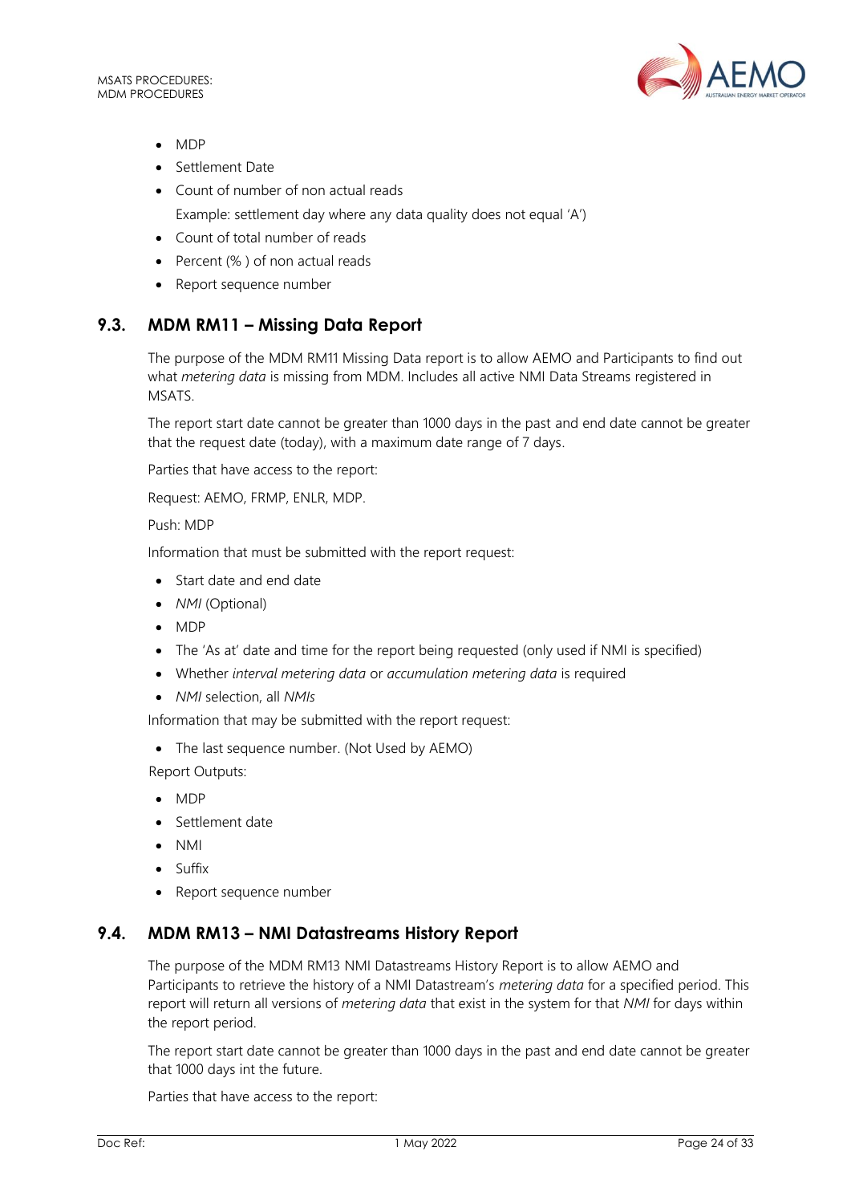- MDP
- Settlement Date
- Count of number of non actual reads

  Example: settlement day where any data quality does not equal 'A')
- Count of total number of reads
- Percent (% ) of non actual reads
- Report sequence number

## 9.3. MDM RM11 – Missing Data Report

The purpose of the MDM RM11 Missing Data report is to allow AEMO and Participants to find out what *metering data* is missing from MDM. Includes all active NMI Data Streams registered in MSATS.

The report start date cannot be greater than 1000 days in the past and end date cannot be greater that the request date (today), with a maximum date range of 7 days.

Parties that have access to the report:

Request: AEMO, FRMP, ENLR, MDP.

Push: MDP

Information that must be submitted with the report request:

- Start date and end date
- *NMI* (Optional)
- MDP
- The 'As at' date and time for the report being requested (only used if NMI is specified)
- Whether *interval metering data* or *accumulation metering data* is required
- *NMI* selection, all *NMIs*

Information that may be submitted with the report request:

- The last sequence number. (Not Used by AEMO)

Report Outputs:

- MDP
- Settlement date
- NMI
- Suffix
- Report sequence number

## 9.4. MDM RM13 – NMI Datastreams History Report

The purpose of the MDM RM13 NMI Datastreams History Report is to allow AEMO and Participants to retrieve the history of a NMI Datastream's *metering data* for a specified period. This report will return all versions of *metering data* that exist in the system for that *NMI* for days within the report period.

The report start date cannot be greater than 1000 days in the past and end date cannot be greater that 1000 days int the future.

Parties that have access to the report: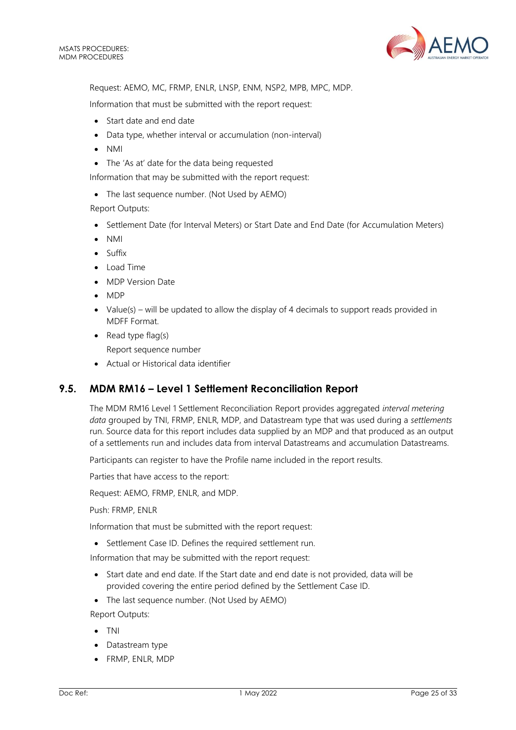Request: AEMO, MC, FRMP, ENLR, LNSP, ENM, NSP2, MPB, MPC, MDP.

Information that must be submitted with the report request:

- Start date and end date
- Data type, whether interval or accumulation (non-interval)
- NMI
- The 'As at' date for the data being requested

Information that may be submitted with the report request:

- The last sequence number. (Not Used by AEMO)

Report Outputs:

- Settlement Date (for Interval Meters) or Start Date and End Date (for Accumulation Meters)
- NMI
- Suffix
- Load Time
- MDP Version Date
- MDP
- Value(s) – will be updated to allow the display of 4 decimals to support reads provided in MDFF Format.
- Read type flag(s)
  Report sequence number
- Actual or Historical data identifier

## 9.5. MDM RM16 – Level 1 Settlement Reconciliation Report

The MDM RM16 Level 1 Settlement Reconciliation Report provides aggregated *interval metering data* grouped by TNI, FRMP, ENLR, MDP, and Datastream type that was used during a *settlements* run. Source data for this report includes data supplied by an MDP and that produced as an output of a settlements run and includes data from interval Datastreams and accumulation Datastreams.

Participants can register to have the Profile name included in the report results.

Parties that have access to the report:

Request: AEMO, FRMP, ENLR, and MDP.

Push: FRMP, ENLR

Information that must be submitted with the report request:

- Settlement Case ID. Defines the required settlement run.

Information that may be submitted with the report request:

- Start date and end date. If the Start date and end date is not provided, data will be provided covering the entire period defined by the Settlement Case ID.
- The last sequence number. (Not Used by AEMO)

Report Outputs:

- TNI
- Datastream type
- FRMP, ENLR, MDP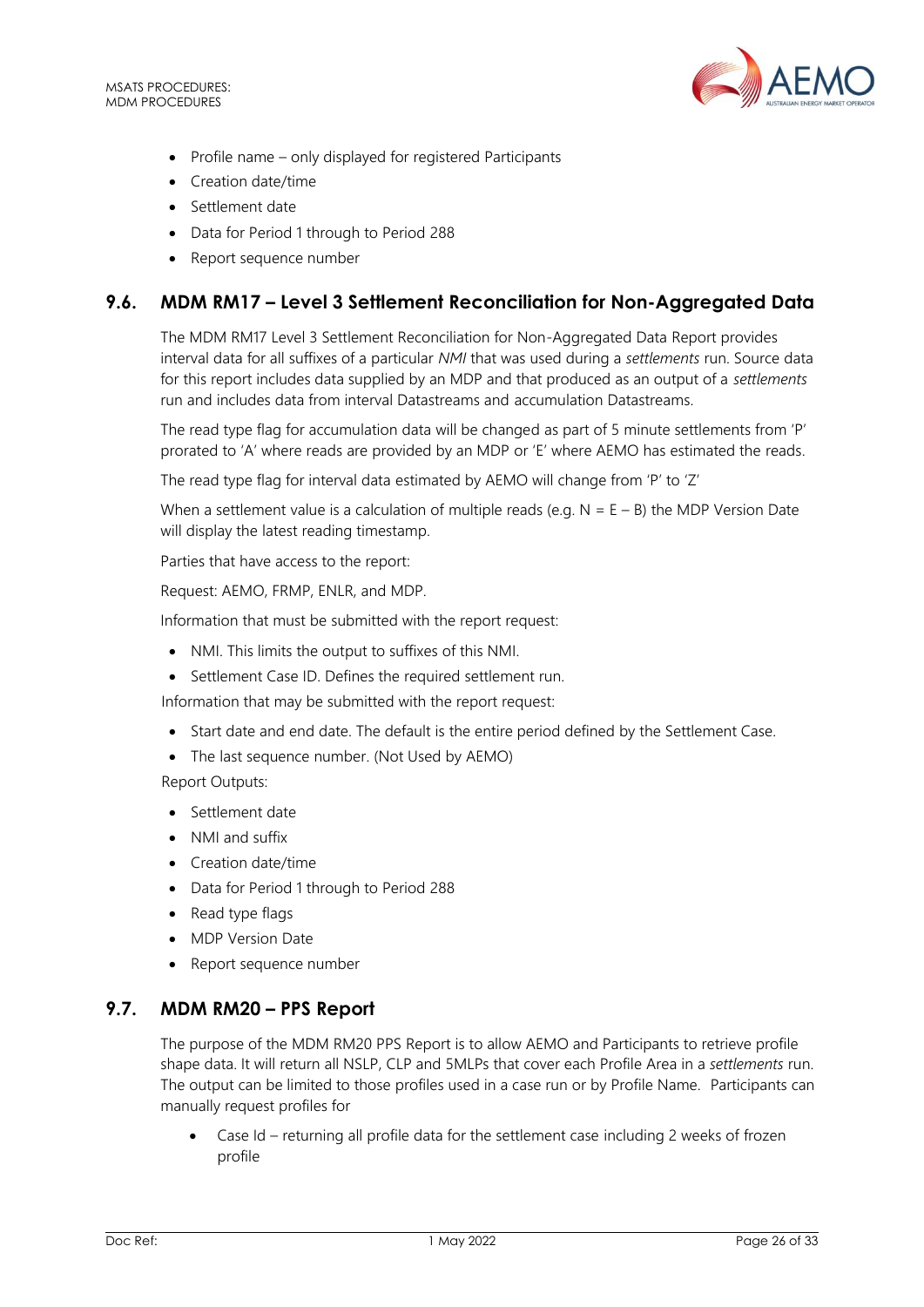- Profile name – only displayed for registered Participants
- Creation date/time
- Settlement date
- Data for Period 1 through to Period 288
- Report sequence number

## 9.6. MDM RM17 – Level 3 Settlement Reconciliation for Non-Aggregated Data

The MDM RM17 Level 3 Settlement Reconciliation for Non-Aggregated Data Report provides interval data for all suffixes of a particular *NMI* that was used during a *settlements* run. Source data for this report includes data supplied by an MDP and that produced as an output of a *settlements* run and includes data from interval Datastreams and accumulation Datastreams.

The read type flag for accumulation data will be changed as part of 5 minute settlements from 'P' prorated to 'A' where reads are provided by an MDP or 'E' where AEMO has estimated the reads.

The read type flag for interval data estimated by AEMO will change from 'P' to 'Z'

When a settlement value is a calculation of multiple reads (e.g. N = E – B) the MDP Version Date will display the latest reading timestamp.

Parties that have access to the report:

Request: AEMO, FRMP, ENLR, and MDP.

Information that must be submitted with the report request:

- NMI. This limits the output to suffixes of this NMI.
- Settlement Case ID. Defines the required settlement run.

Information that may be submitted with the report request:

- Start date and end date. The default is the entire period defined by the Settlement Case.
- The last sequence number. (Not Used by AEMO)

Report Outputs:

- Settlement date
- NMI and suffix
- Creation date/time
- Data for Period 1 through to Period 288
- Read type flags
- MDP Version Date
- Report sequence number

## 9.7. MDM RM20 – PPS Report

The purpose of the MDM RM20 PPS Report is to allow AEMO and Participants to retrieve profile shape data. It will return all NSLP, CLP and 5MLPs that cover each Profile Area in a *settlements* run. The output can be limited to those profiles used in a case run or by Profile Name. Participants can manually request profiles for

- Case Id – returning all profile data for the settlement case including 2 weeks of frozen profile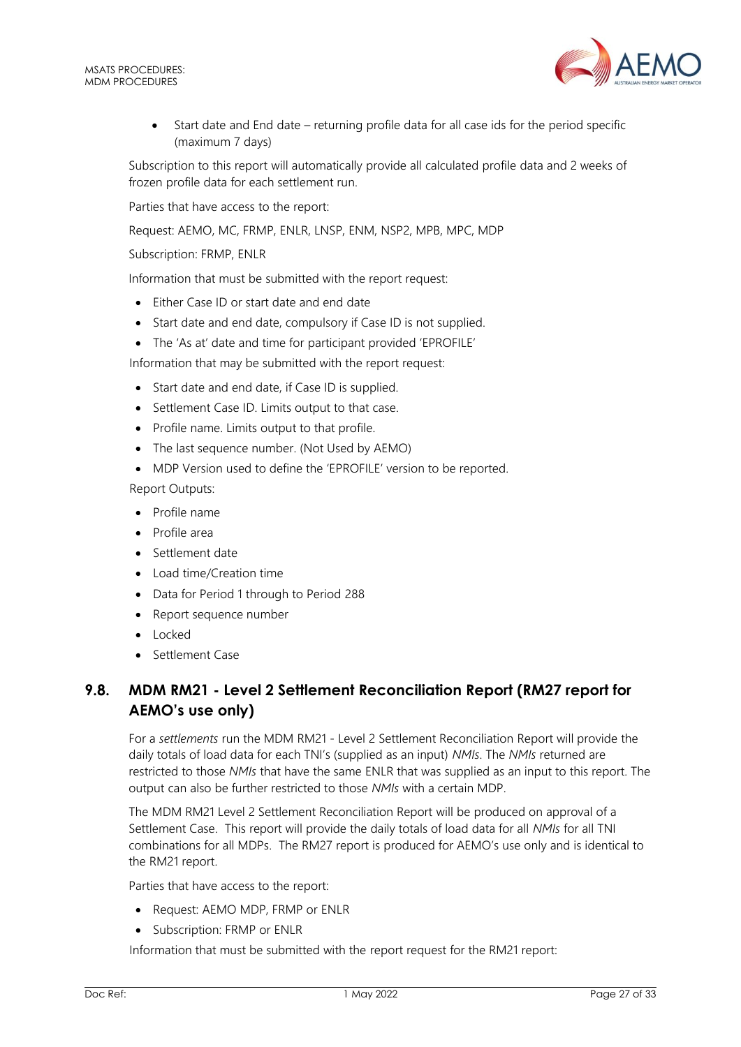- Start date and End date – returning profile data for all case ids for the period specific (maximum 7 days)

Subscription to this report will automatically provide all calculated profile data and 2 weeks of frozen profile data for each settlement run.

Parties that have access to the report:

Request: AEMO, MC, FRMP, ENLR, LNSP, ENM, NSP2, MPB, MPC, MDP

Subscription: FRMP, ENLR

Information that must be submitted with the report request:

- Either Case ID or start date and end date
- Start date and end date, compulsory if Case ID is not supplied.
- The 'As at' date and time for participant provided 'EPROFILE'

Information that may be submitted with the report request:

- Start date and end date, if Case ID is supplied.
- Settlement Case ID. Limits output to that case.
- Profile name. Limits output to that profile.
- The last sequence number. (Not Used by AEMO)
- MDP Version used to define the 'EPROFILE' version to be reported.

Report Outputs:

- Profile name
- Profile area
- Settlement date
- Load time/Creation time
- Data for Period 1 through to Period 288
- Report sequence number
- Locked
- Settlement Case

## 9.8. MDM RM21 - Level 2 Settlement Reconciliation Report (RM27 report for AEMO's use only)

For a *settlements* run the MDM RM21 - Level 2 Settlement Reconciliation Report will provide the daily totals of load data for each TNI's (supplied as an input) *NMIs*. The *NMIs* returned are restricted to those *NMIs* that have the same ENLR that was supplied as an input to this report. The output can also be further restricted to those *NMIs* with a certain MDP.

The MDM RM21 Level 2 Settlement Reconciliation Report will be produced on approval of a Settlement Case. This report will provide the daily totals of load data for all *NMIs* for all TNI combinations for all MDPs. The RM27 report is produced for AEMO's use only and is identical to the RM21 report.

Parties that have access to the report:

- Request: AEMO MDP, FRMP or ENLR
- Subscription: FRMP or ENLR

Information that must be submitted with the report request for the RM21 report: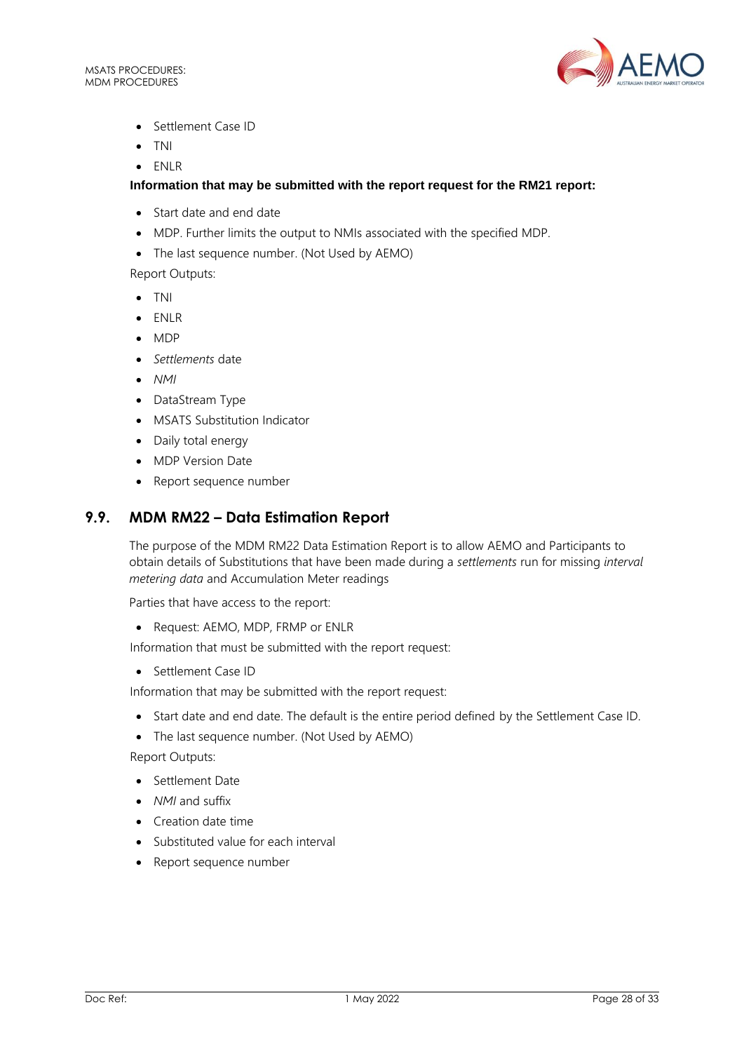- Settlement Case ID
- TNI
- ENLR

**Information that may be submitted with the report request for the RM21 report:**

- Start date and end date
- MDP. Further limits the output to NMIs associated with the specified MDP.
- The last sequence number. (Not Used by AEMO)

Report Outputs:

- TNI
- ENLR
- MDP
- *Settlements* date
- *NMI*
- DataStream Type
- MSATS Substitution Indicator
- Daily total energy
- MDP Version Date
- Report sequence number

## 9.9. MDM RM22 – Data Estimation Report

The purpose of the MDM RM22 Data Estimation Report is to allow AEMO and Participants to obtain details of Substitutions that have been made during a *settlements* run for missing *interval metering data* and Accumulation Meter readings

Parties that have access to the report:

- Request: AEMO, MDP, FRMP or ENLR

Information that must be submitted with the report request:

- Settlement Case ID

Information that may be submitted with the report request:

- Start date and end date. The default is the entire period defined by the Settlement Case ID.
- The last sequence number. (Not Used by AEMO)

Report Outputs:

- Settlement Date
- *NMI* and suffix
- Creation date time
- Substituted value for each interval
- Report sequence number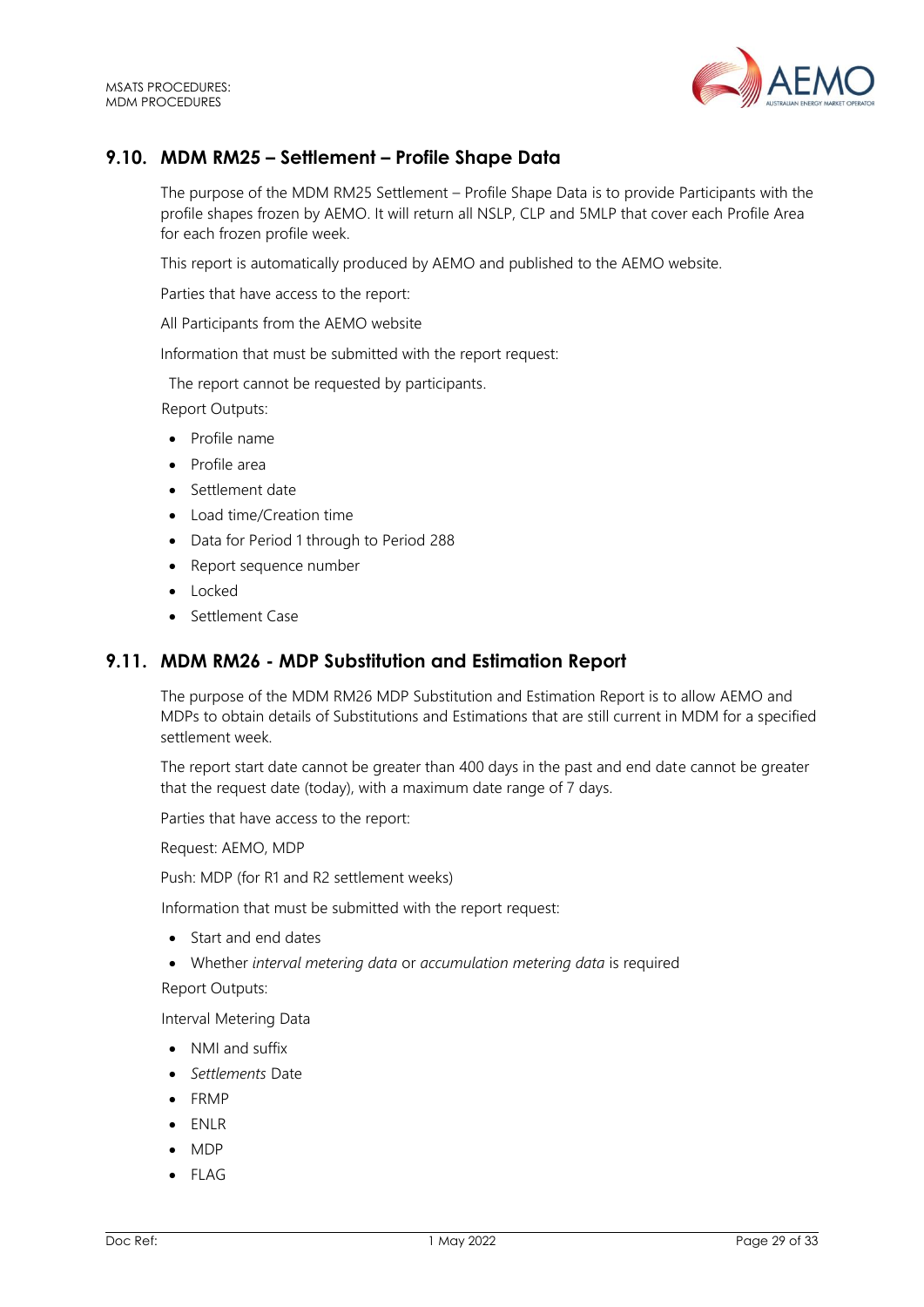## 9.10. MDM RM25 – Settlement – Profile Shape Data

The purpose of the MDM RM25 Settlement – Profile Shape Data is to provide Participants with the profile shapes frozen by AEMO. It will return all NSLP, CLP and 5MLP that cover each Profile Area for each frozen profile week.

This report is automatically produced by AEMO and published to the AEMO website.

Parties that have access to the report:

All Participants from the AEMO website

Information that must be submitted with the report request:

The report cannot be requested by participants.

Report Outputs:

- Profile name
- Profile area
- Settlement date
- Load time/Creation time
- Data for Period 1 through to Period 288
- Report sequence number
- Locked
- Settlement Case

## 9.11. MDM RM26 - MDP Substitution and Estimation Report

The purpose of the MDM RM26 MDP Substitution and Estimation Report is to allow AEMO and MDPs to obtain details of Substitutions and Estimations that are still current in MDM for a specified settlement week.

The report start date cannot be greater than 400 days in the past and end date cannot be greater that the request date (today), with a maximum date range of 7 days.

Parties that have access to the report:

Request: AEMO, MDP

Push: MDP (for R1 and R2 settlement weeks)

Information that must be submitted with the report request:

- Start and end dates
- Whether *interval metering data* or *accumulation metering data* is required

Report Outputs:

Interval Metering Data

- NMI and suffix
- *Settlements* Date
- FRMP
- ENLR
- MDP
- FLAG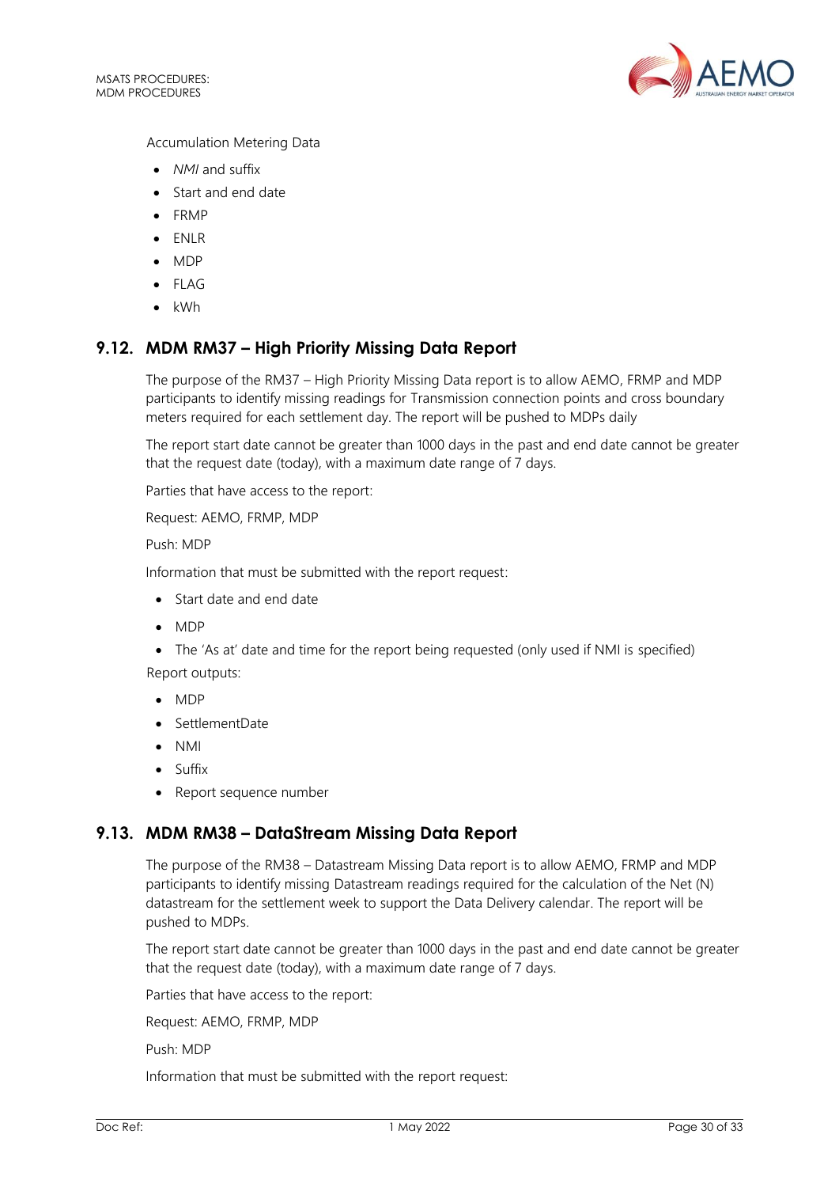Accumulation Metering Data

- *NMI* and suffix
- Start and end date
- FRMP
- ENLR
- MDP
- FLAG
- kWh

## 9.12. MDM RM37 – High Priority Missing Data Report

The purpose of the RM37 – High Priority Missing Data report is to allow AEMO, FRMP and MDP participants to identify missing readings for Transmission connection points and cross boundary meters required for each settlement day. The report will be pushed to MDPs daily

The report start date cannot be greater than 1000 days in the past and end date cannot be greater that the request date (today), with a maximum date range of 7 days.

Parties that have access to the report:

Request: AEMO, FRMP, MDP

Push: MDP

Information that must be submitted with the report request:

- Start date and end date
- MDP
- The 'As at' date and time for the report being requested (only used if NMI is specified)

Report outputs:

- MDP
- SettlementDate
- NMI
- Suffix
- Report sequence number

## 9.13. MDM RM38 – DataStream Missing Data Report

The purpose of the RM38 – Datastream Missing Data report is to allow AEMO, FRMP and MDP participants to identify missing Datastream readings required for the calculation of the Net (N) datastream for the settlement week to support the Data Delivery calendar. The report will be pushed to MDPs.

The report start date cannot be greater than 1000 days in the past and end date cannot be greater that the request date (today), with a maximum date range of 7 days.

Parties that have access to the report:

Request: AEMO, FRMP, MDP

Push: MDP

Information that must be submitted with the report request: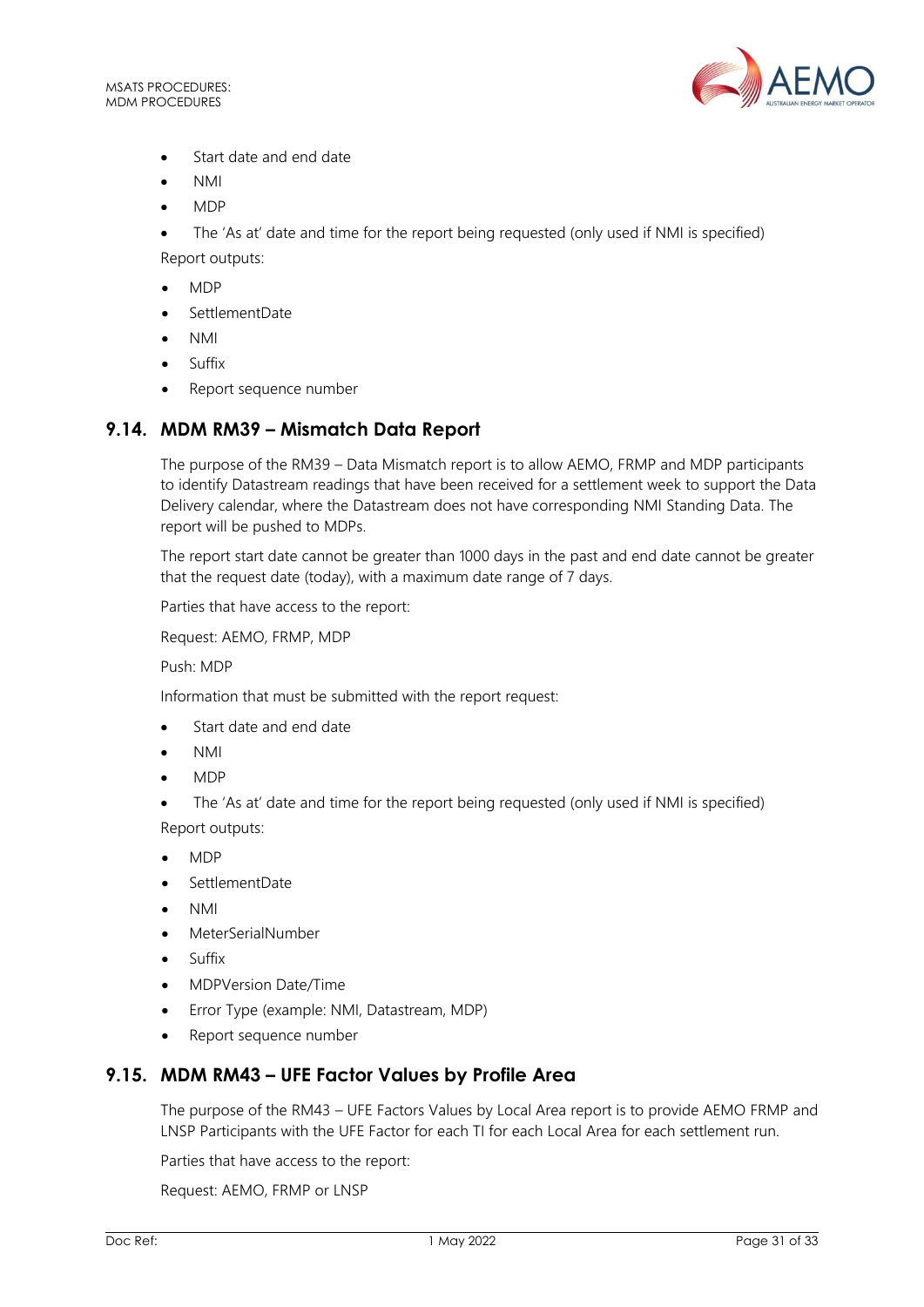- Start date and end date
- NMI
- MDP
- The 'As at' date and time for the report being requested (only used if NMI is specified)

Report outputs:

- MDP
- SettlementDate
- NMI
- Suffix
- Report sequence number

## 9.14. MDM RM39 – Mismatch Data Report

The purpose of the RM39 – Data Mismatch report is to allow AEMO, FRMP and MDP participants to identify Datastream readings that have been received for a settlement week to support the Data Delivery calendar, where the Datastream does not have corresponding NMI Standing Data. The report will be pushed to MDPs.

The report start date cannot be greater than 1000 days in the past and end date cannot be greater that the request date (today), with a maximum date range of 7 days.

Parties that have access to the report:

Request: AEMO, FRMP, MDP

Push: MDP

Information that must be submitted with the report request:

- Start date and end date
- NMI
- MDP
- The 'As at' date and time for the report being requested (only used if NMI is specified)

Report outputs:

- MDP
- SettlementDate
- NMI
- MeterSerialNumber
- Suffix
- MDPVersion Date/Time
- Error Type (example: NMI, Datastream, MDP)
- Report sequence number

## 9.15. MDM RM43 – UFE Factor Values by Profile Area

The purpose of the RM43 – UFE Factors Values by Local Area report is to provide AEMO FRMP and LNSP Participants with the UFE Factor for each TI for each Local Area for each settlement run.

Parties that have access to the report:

Request: AEMO, FRMP or LNSP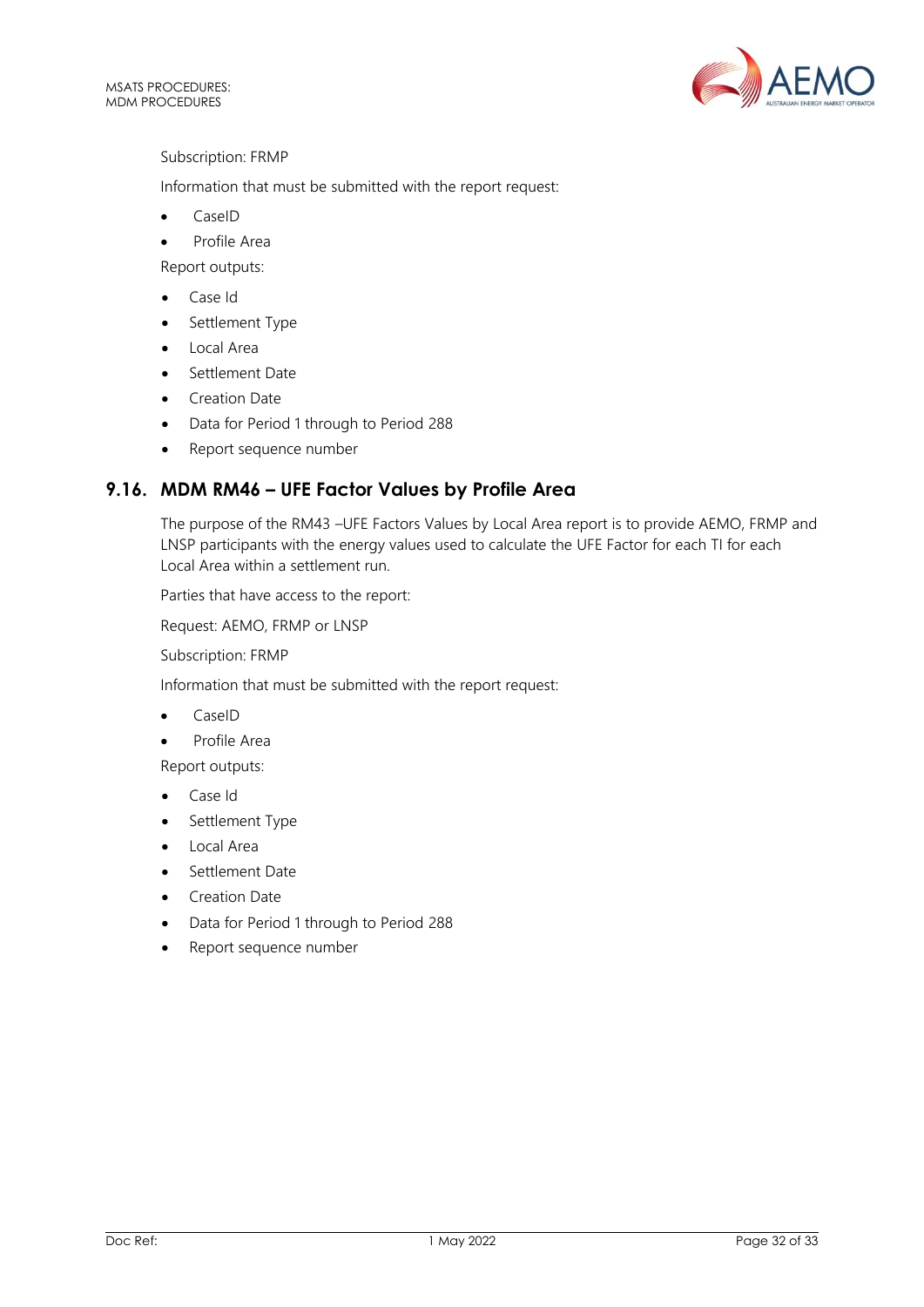Subscription: FRMP

Information that must be submitted with the report request:

- CaseID
- Profile Area

Report outputs:

- Case Id
- Settlement Type
- Local Area
- Settlement Date
- Creation Date
- Data for Period 1 through to Period 288
- Report sequence number

## 9.16. MDM RM46 – UFE Factor Values by Profile Area

The purpose of the RM43 –UFE Factors Values by Local Area report is to provide AEMO, FRMP and LNSP participants with the energy values used to calculate the UFE Factor for each TI for each Local Area within a settlement run.

Parties that have access to the report:

Request: AEMO, FRMP or LNSP

Subscription: FRMP

Information that must be submitted with the report request:

- CaseID
- Profile Area

Report outputs:

- Case Id
- Settlement Type
- Local Area
- Settlement Date
- Creation Date
- Data for Period 1 through to Period 288
- Report sequence number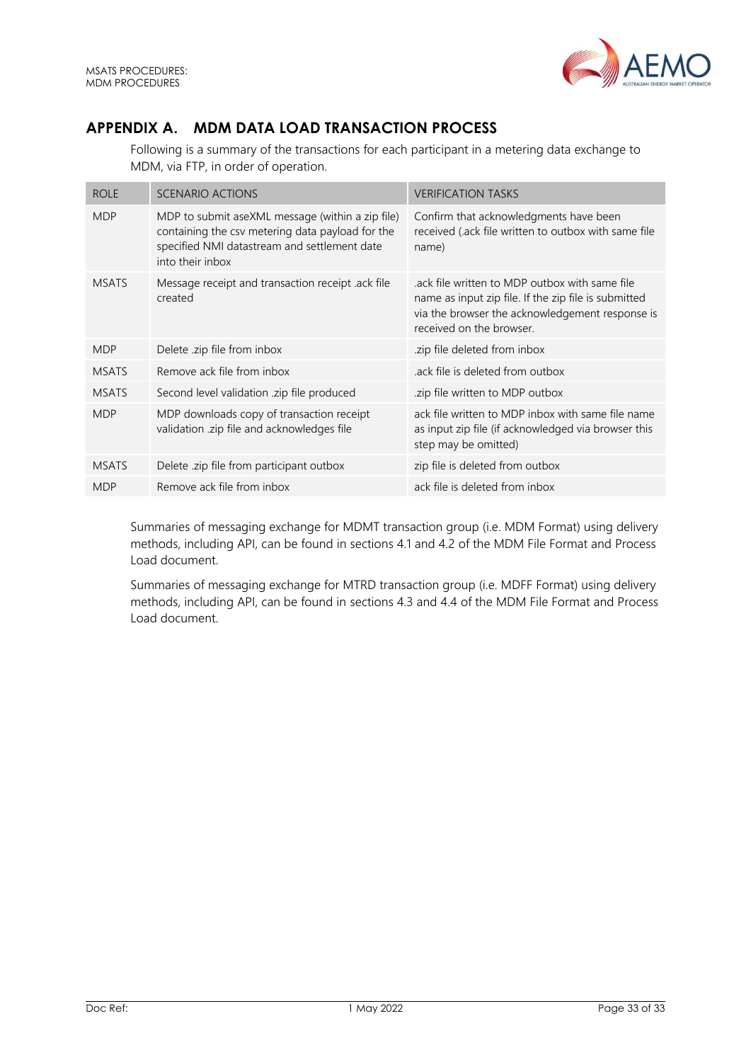# APPENDIX A. MDM DATA LOAD TRANSACTION PROCESS

Following is a summary of the transactions for each participant in a metering data exchange to MDM, via FTP, in order of operation.

| ROLE | SCENARIO ACTIONS | VERIFICATION TASKS |
|---|---|---|
| MDP | MDP to submit aseXML message (within a zip file) containing the csv metering data payload for the specified NMI datastream and settlement date into their inbox | Confirm that acknowledgments have been received (.ack file written to outbox with same file name) |
| MSATS | Message receipt and transaction receipt .ack file created | .ack file written to MDP outbox with same file name as input zip file. If the zip file is submitted via the browser the acknowledgement response is received on the browser. |
| MDP | Delete .zip file from inbox | .zip file deleted from inbox |
| MSATS | Remove ack file from inbox | .ack file is deleted from outbox |
| MSATS | Second level validation .zip file produced | .zip file written to MDP outbox |
| MDP | MDP downloads copy of transaction receipt validation .zip file and acknowledges file | ack file written to MDP inbox with same file name as input zip file (if acknowledged via browser this step may be omitted) |
| MSATS | Delete .zip file from participant outbox | zip file is deleted from outbox |
| MDP | Remove ack file from inbox | ack file is deleted from inbox |

Summaries of messaging exchange for MDMT transaction group (i.e. MDM Format) using delivery methods, including API, can be found in sections 4.1 and 4.2 of the MDM File Format and Process Load document.

Summaries of messaging exchange for MTRD transaction group (i.e. MDFF Format) using delivery methods, including API, can be found in sections 4.3 and 4.4 of the MDM File Format and Process Load document.